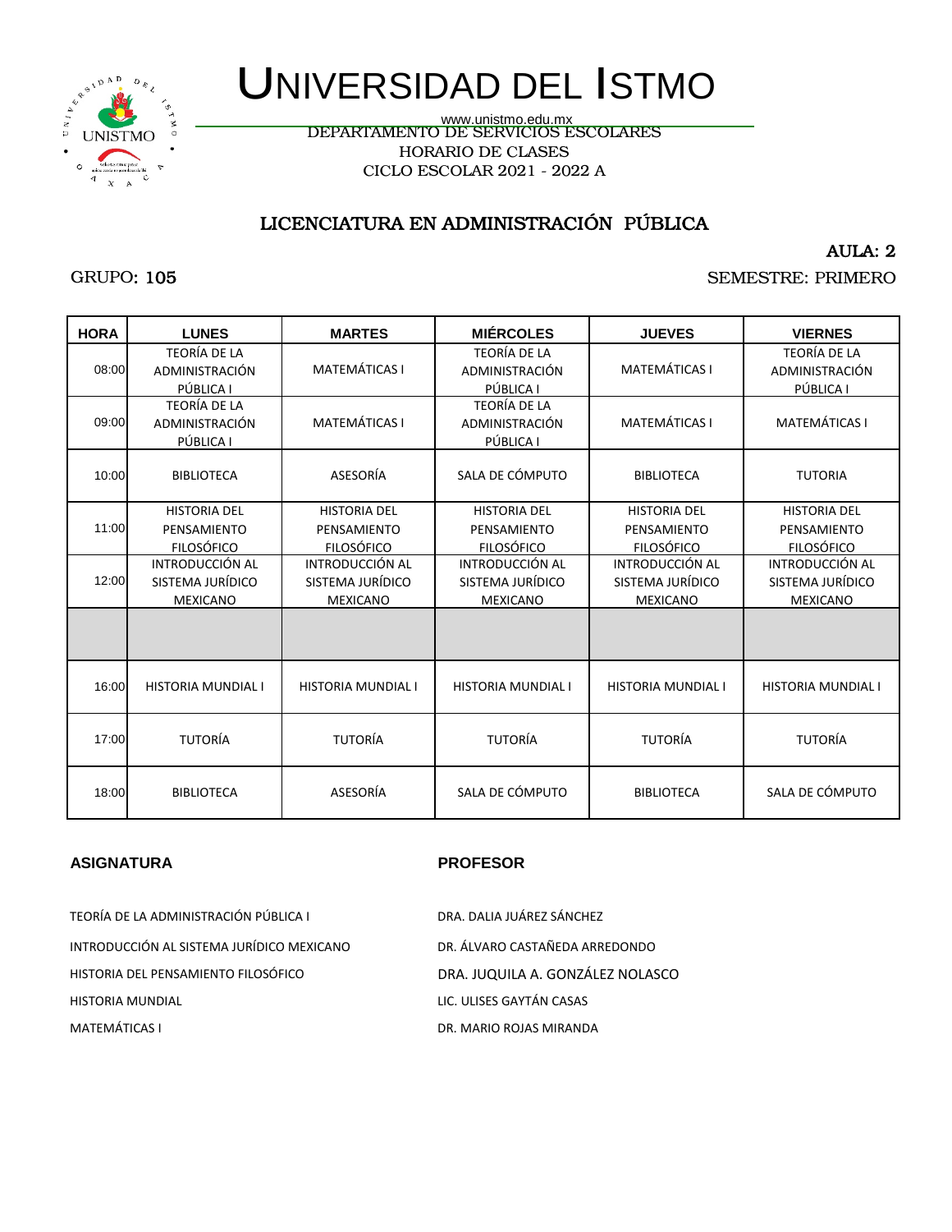# UNIVERSIDAD DEL ISTMO

www.unistmo.edu.mx

DEPARTAMENTO DE SERVICIOS ESCOLARES

HORARIO DE CLASES

CICLO ESCOLAR 2021 - 2022 A

## LICENCIATURA EN ADMINISTRACIÓN PÚBLICA

AULA: 2

GRUPO: 105

SEMESTRE: PRIMERO

| HORA | LUNES | MARTES | MIÉRCOLES | JUEVES | VIERNES |
|---|---|---|---|---|---|
| 08:00 | TEORÍA DE LA ADMINISTRACIÓN PÚBLICA I | MATEMÁTICAS I | TEORÍA DE LA ADMINISTRACIÓN PÚBLICA I | MATEMÁTICAS I | TEORÍA DE LA ADMINISTRACIÓN PÚBLICA I |
| 09:00 | TEORÍA DE LA ADMINISTRACIÓN PÚBLICA I | MATEMÁTICAS I | TEORÍA DE LA ADMINISTRACIÓN PÚBLICA I | MATEMÁTICAS I | MATEMÁTICAS I |
| 10:00 | BIBLIOTECA | ASESORÍA | SALA DE CÓMPUTO | BIBLIOTECA | TUTORIA |
| 11:00 | HISTORIA DEL PENSAMIENTO FILOSÓFICO | HISTORIA DEL PENSAMIENTO FILOSÓFICO | HISTORIA DEL PENSAMIENTO FILOSÓFICO | HISTORIA DEL PENSAMIENTO FILOSÓFICO | HISTORIA DEL PENSAMIENTO FILOSÓFICO |
| 12:00 | INTRODUCCIÓN AL SISTEMA JURÍDICO MEXICANO | INTRODUCCIÓN AL SISTEMA JURÍDICO MEXICANO | INTRODUCCIÓN AL SISTEMA JURÍDICO MEXICANO | INTRODUCCIÓN AL SISTEMA JURÍDICO MEXICANO | INTRODUCCIÓN AL SISTEMA JURÍDICO MEXICANO |
| | | | | | |
| 16:00 | HISTORIA MUNDIAL I | HISTORIA MUNDIAL I | HISTORIA MUNDIAL I | HISTORIA MUNDIAL I | HISTORIA MUNDIAL I |
| 17:00 | TUTORÍA | TUTORÍA | TUTORÍA | TUTORÍA | TUTORÍA |
| 18:00 | BIBLIOTECA | ASESORÍA | SALA DE CÓMPUTO | BIBLIOTECA | SALA DE CÓMPUTO |

| ASIGNATURA | PROFESOR |
|---|---|
| TEORÍA DE LA ADMINISTRACIÓN PÚBLICA I | DRA. DALIA JUÁREZ SÁNCHEZ |
| INTRODUCCIÓN AL SISTEMA JURÍDICO MEXICANO | DR. ÁLVARO CASTAÑEDA ARREDONDO |
| HISTORIA DEL PENSAMIENTO FILOSÓFICO | DRA. JUQUILA A. GONZÁLEZ NOLASCO |
| HISTORIA MUNDIAL | LIC. ULISES GAYTÁN CASAS |
| MATEMÁTICAS I | DR. MARIO ROJAS MIRANDA |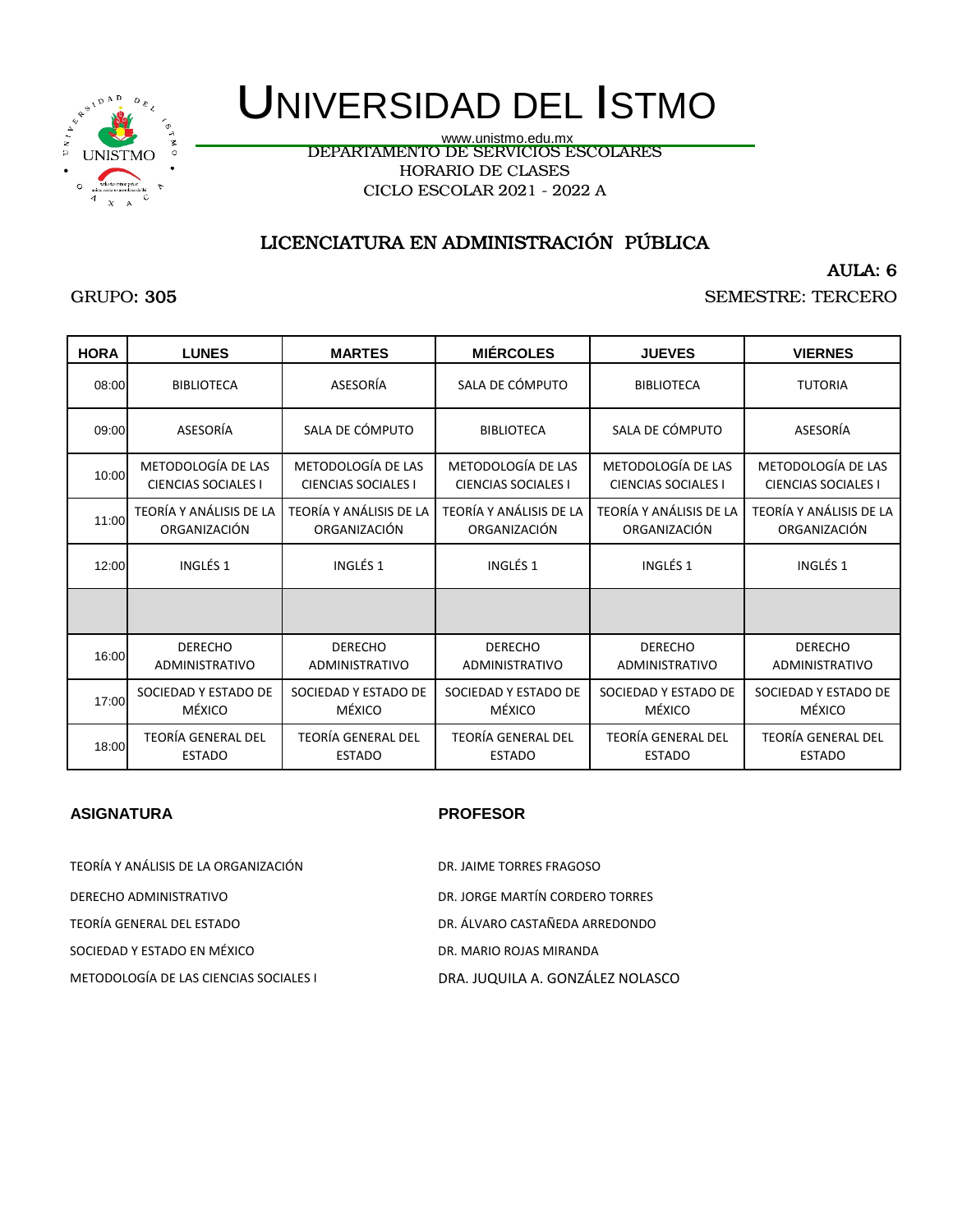# UNIVERSIDAD DEL ISTMO

www.unistmo.edu.mx

DEPARTAMENTO DE SERVICIOS ESCOLARES

HORARIO DE CLASES

CICLO ESCOLAR 2021 - 2022 A

## LICENCIATURA EN ADMINISTRACIÓN PÚBLICA

AULA: 6

GRUPO: 305

SEMESTRE: TERCERO

| HORA | LUNES | MARTES | MIÉRCOLES | JUEVES | VIERNES |
|---|---|---|---|---|---|
| 08:00 | BIBLIOTECA | ASESORÍA | SALA DE CÓMPUTO | BIBLIOTECA | TUTORIA |
| 09:00 | ASESORÍA | SALA DE CÓMPUTO | BIBLIOTECA | SALA DE CÓMPUTO | ASESORÍA |
| 10:00 | METODOLOGÍA DE LAS CIENCIAS SOCIALES I | METODOLOGÍA DE LAS CIENCIAS SOCIALES I | METODOLOGÍA DE LAS CIENCIAS SOCIALES I | METODOLOGÍA DE LAS CIENCIAS SOCIALES I | METODOLOGÍA DE LAS CIENCIAS SOCIALES I |
| 11:00 | TEORÍA Y ANÁLISIS DE LA ORGANIZACIÓN | TEORÍA Y ANÁLISIS DE LA ORGANIZACIÓN | TEORÍA Y ANÁLISIS DE LA ORGANIZACIÓN | TEORÍA Y ANÁLISIS DE LA ORGANIZACIÓN | TEORÍA Y ANÁLISIS DE LA ORGANIZACIÓN |
| 12:00 | INGLÉS 1 | INGLÉS 1 | INGLÉS 1 | INGLÉS 1 | INGLÉS 1 |
| | | | | | |
| 16:00 | DERECHO ADMINISTRATIVO | DERECHO ADMINISTRATIVO | DERECHO ADMINISTRATIVO | DERECHO ADMINISTRATIVO | DERECHO ADMINISTRATIVO |
| 17:00 | SOCIEDAD Y ESTADO DE MÉXICO | SOCIEDAD Y ESTADO DE MÉXICO | SOCIEDAD Y ESTADO DE MÉXICO | SOCIEDAD Y ESTADO DE MÉXICO | SOCIEDAD Y ESTADO DE MÉXICO |
| 18:00 | TEORÍA GENERAL DEL ESTADO | TEORÍA GENERAL DEL ESTADO | TEORÍA GENERAL DEL ESTADO | TEORÍA GENERAL DEL ESTADO | TEORÍA GENERAL DEL ESTADO |

| ASIGNATURA | PROFESOR |
|---|---|
| TEORÍA Y ANÁLISIS DE LA ORGANIZACIÓN | DR. JAIME TORRES FRAGOSO |
| DERECHO ADMINISTRATIVO | DR. JORGE MARTÍN CORDERO TORRES |
| TEORÍA GENERAL DEL ESTADO | DR. ÁLVARO CASTAÑEDA ARREDONDO |
| SOCIEDAD Y ESTADO EN MÉXICO | DR. MARIO ROJAS MIRANDA |
| METODOLOGÍA DE LAS CIENCIAS SOCIALES I | DRA. JUQUILA A. GONZÁLEZ NOLASCO |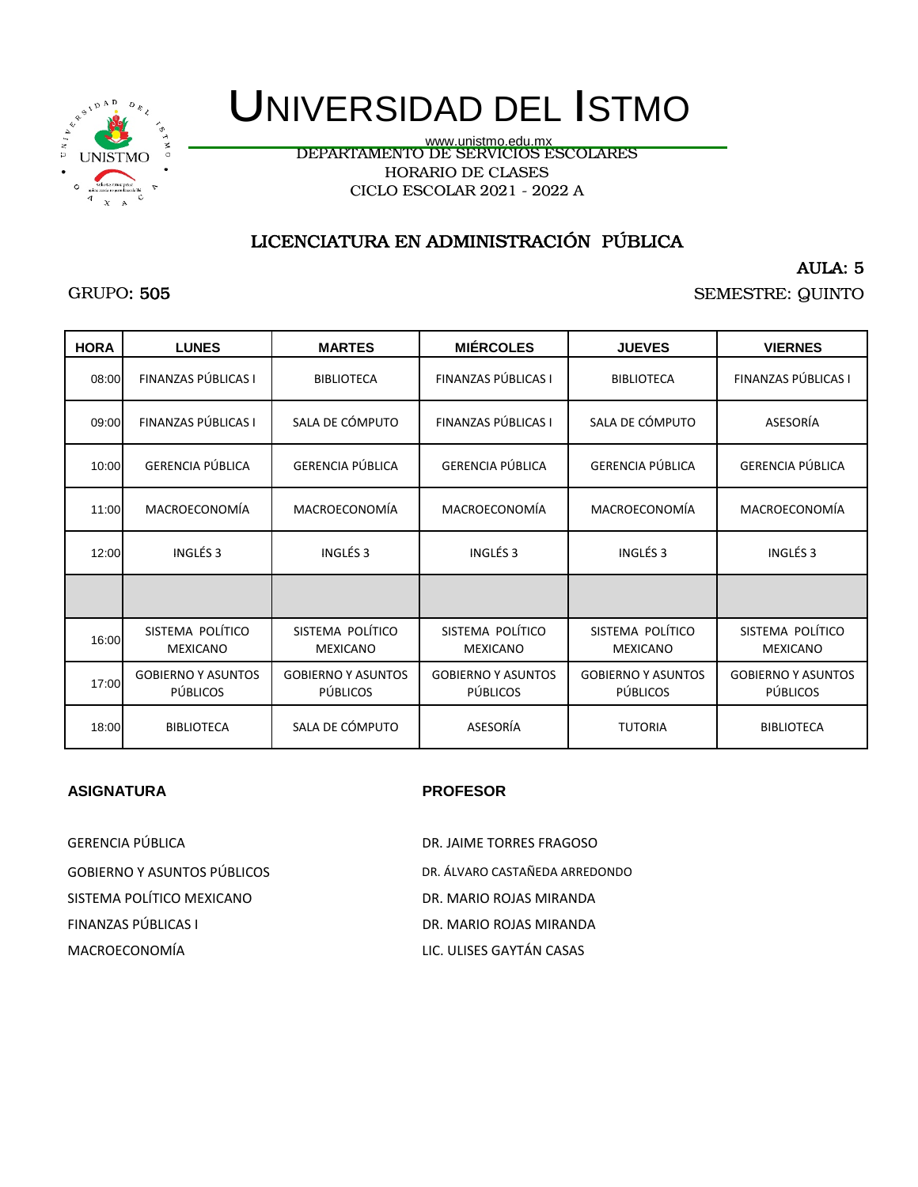# UNIVERSIDAD DEL ISTMO

www.unistmo.edu.mx

DEPARTAMENTO DE SERVICIOS ESCOLARES

HORARIO DE CLASES

CICLO ESCOLAR 2021 - 2022 A

## LICENCIATURA EN ADMINISTRACIÓN PÚBLICA

AULA: 5

GRUPO: 505

SEMESTRE: QUINTO

| HORA | LUNES | MARTES | MIÉRCOLES | JUEVES | VIERNES |
|---|---|---|---|---|---|
| 08:00 | FINANZAS PÚBLICAS I | BIBLIOTECA | FINANZAS PÚBLICAS I | BIBLIOTECA | FINANZAS PÚBLICAS I |
| 09:00 | FINANZAS PÚBLICAS I | SALA DE CÓMPUTO | FINANZAS PÚBLICAS I | SALA DE CÓMPUTO | ASESORÍA |
| 10:00 | GERENCIA PÚBLICA | GERENCIA PÚBLICA | GERENCIA PÚBLICA | GERENCIA PÚBLICA | GERENCIA PÚBLICA |
| 11:00 | MACROECONOMÍA | MACROECONOMÍA | MACROECONOMÍA | MACROECONOMÍA | MACROECONOMÍA |
| 12:00 | INGLÉS 3 | INGLÉS 3 | INGLÉS 3 | INGLÉS 3 | INGLÉS 3 |
| | | | | | |
| 16:00 | SISTEMA POLÍTICO MEXICANO | SISTEMA POLÍTICO MEXICANO | SISTEMA POLÍTICO MEXICANO | SISTEMA POLÍTICO MEXICANO | SISTEMA POLÍTICO MEXICANO |
| 17:00 | GOBIERNO Y ASUNTOS PÚBLICOS | GOBIERNO Y ASUNTOS PÚBLICOS | GOBIERNO Y ASUNTOS PÚBLICOS | GOBIERNO Y ASUNTOS PÚBLICOS | GOBIERNO Y ASUNTOS PÚBLICOS |
| 18:00 | BIBLIOTECA | SALA DE CÓMPUTO | ASESORÍA | TUTORIA | BIBLIOTECA |

| ASIGNATURA | PROFESOR |
|---|---|
| GERENCIA PÚBLICA | DR. JAIME TORRES FRAGOSO |
| GOBIERNO Y ASUNTOS PÚBLICOS | DR. ÁLVARO CASTAÑEDA ARREDONDO |
| SISTEMA POLÍTICO MEXICANO | DR. MARIO ROJAS MIRANDA |
| FINANZAS PÚBLICAS I | DR. MARIO ROJAS MIRANDA |
| MACROECONOMÍA | LIC. ULISES GAYTÁN CASAS |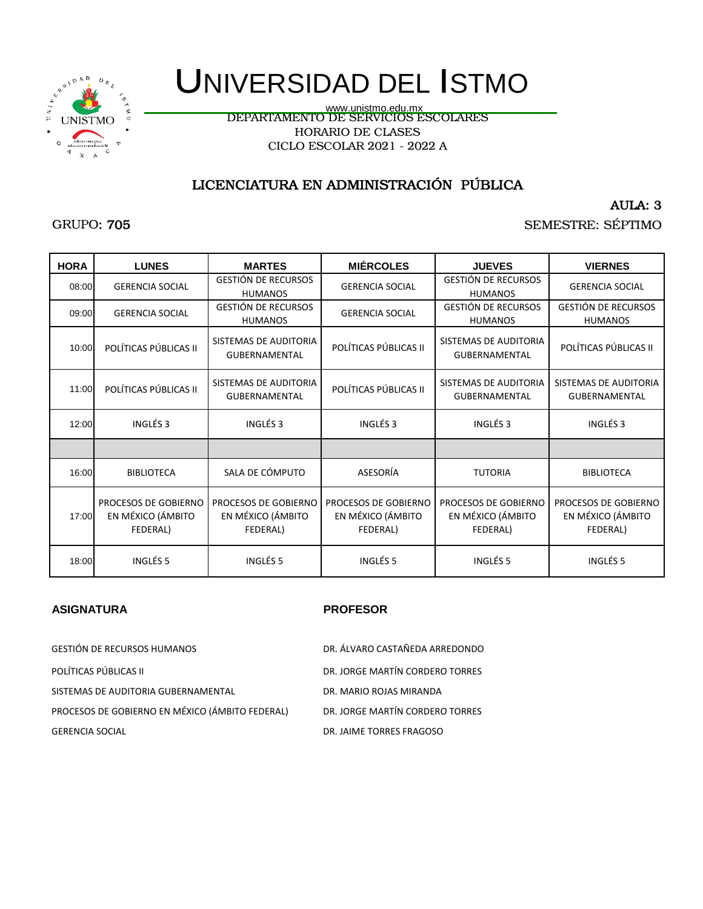# UNIVERSIDAD DEL ISTMO

www.unistmo.edu.mx

DEPARTAMENTO DE SERVICIOS ESCOLARES

HORARIO DE CLASES

CICLO ESCOLAR 2021 - 2022 A

## LICENCIATURA EN ADMINISTRACIÓN PÚBLICA

AULA: 3

GRUPO: 705

SEMESTRE: SÉPTIMO

| HORA | LUNES | MARTES | MIÉRCOLES | JUEVES | VIERNES |
|---|---|---|---|---|---|
| 08:00 | GERENCIA SOCIAL | GESTIÓN DE RECURSOS HUMANOS | GERENCIA SOCIAL | GESTIÓN DE RECURSOS HUMANOS | GERENCIA SOCIAL |
| 09:00 | GERENCIA SOCIAL | GESTIÓN DE RECURSOS HUMANOS | GERENCIA SOCIAL | GESTIÓN DE RECURSOS HUMANOS | GESTIÓN DE RECURSOS HUMANOS |
| 10:00 | POLÍTICAS PÚBLICAS II | SISTEMAS DE AUDITORIA GUBERNAMENTAL | POLÍTICAS PÚBLICAS II | SISTEMAS DE AUDITORIA GUBERNAMENTAL | POLÍTICAS PÚBLICAS II |
| 11:00 | POLÍTICAS PÚBLICAS II | SISTEMAS DE AUDITORIA GUBERNAMENTAL | POLÍTICAS PÚBLICAS II | SISTEMAS DE AUDITORIA GUBERNAMENTAL | SISTEMAS DE AUDITORIA GUBERNAMENTAL |
| 12:00 | INGLÉS 3 | INGLÉS 3 | INGLÉS 3 | INGLÉS 3 | INGLÉS 3 |
| | | | | | |
| 16:00 | BIBLIOTECA | SALA DE CÓMPUTO | ASESORÍA | TUTORIA | BIBLIOTECA |
| 17:00 | PROCESOS DE GOBIERNO EN MÉXICO (ÁMBITO FEDERAL) | PROCESOS DE GOBIERNO EN MÉXICO (ÁMBITO FEDERAL) | PROCESOS DE GOBIERNO EN MÉXICO (ÁMBITO FEDERAL) | PROCESOS DE GOBIERNO EN MÉXICO (ÁMBITO FEDERAL) | PROCESOS DE GOBIERNO EN MÉXICO (ÁMBITO FEDERAL) |
| 18:00 | INGLÉS 5 | INGLÉS 5 | INGLÉS 5 | INGLÉS 5 | INGLÉS 5 |

| ASIGNATURA | PROFESOR |
|---|---|
| GESTIÓN DE RECURSOS HUMANOS | DR. ÁLVARO CASTAÑEDA ARREDONDO |
| POLÍTICAS PÚBLICAS II | DR. JORGE MARTÍN CORDERO TORRES |
| SISTEMAS DE AUDITORIA GUBERNAMENTAL | DR. MARIO ROJAS MIRANDA |
| PROCESOS DE GOBIERNO EN MÉXICO (ÁMBITO FEDERAL) | DR. JORGE MARTÍN CORDERO TORRES |
| GERENCIA SOCIAL | DR. JAIME TORRES FRAGOSO |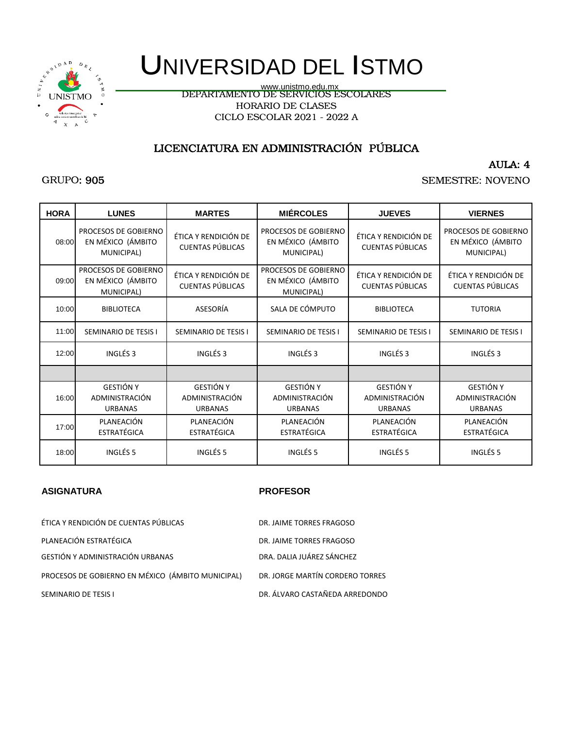# UNIVERSIDAD DEL ISTMO

www.unistmo.edu.mx

DEPARTAMENTO DE SERVICIOS ESCOLARES

HORARIO DE CLASES

CICLO ESCOLAR 2021 - 2022 A

## LICENCIATURA EN ADMINISTRACIÓN PÚBLICA

AULA: 4

GRUPO: 905

SEMESTRE: NOVENO

| HORA | LUNES | MARTES | MIÉRCOLES | JUEVES | VIERNES |
|---|---|---|---|---|---|
| 08:00 | PROCESOS DE GOBIERNO EN MÉXICO (ÁMBITO MUNICIPAL) | ÉTICA Y RENDICIÓN DE CUENTAS PÚBLICAS | PROCESOS DE GOBIERNO EN MÉXICO (ÁMBITO MUNICIPAL) | ÉTICA Y RENDICIÓN DE CUENTAS PÚBLICAS | PROCESOS DE GOBIERNO EN MÉXICO (ÁMBITO MUNICIPAL) |
| 09:00 | PROCESOS DE GOBIERNO EN MÉXICO (ÁMBITO MUNICIPAL) | ÉTICA Y RENDICIÓN DE CUENTAS PÚBLICAS | PROCESOS DE GOBIERNO EN MÉXICO (ÁMBITO MUNICIPAL) | ÉTICA Y RENDICIÓN DE CUENTAS PÚBLICAS | ÉTICA Y RENDICIÓN DE CUENTAS PÚBLICAS |
| 10:00 | BIBLIOTECA | ASESORÍA | SALA DE CÓMPUTO | BIBLIOTECA | TUTORIA |
| 11:00 | SEMINARIO DE TESIS I | SEMINARIO DE TESIS I | SEMINARIO DE TESIS I | SEMINARIO DE TESIS I | SEMINARIO DE TESIS I |
| 12:00 | INGLÉS 3 | INGLÉS 3 | INGLÉS 3 | INGLÉS 3 | INGLÉS 3 |
| | | | | | |
| 16:00 | GESTIÓN Y ADMINISTRACIÓN URBANAS | GESTIÓN Y ADMINISTRACIÓN URBANAS | GESTIÓN Y ADMINISTRACIÓN URBANAS | GESTIÓN Y ADMINISTRACIÓN URBANAS | GESTIÓN Y ADMINISTRACIÓN URBANAS |
| 17:00 | PLANEACIÓN ESTRATÉGICA | PLANEACIÓN ESTRATÉGICA | PLANEACIÓN ESTRATÉGICA | PLANEACIÓN ESTRATÉGICA | PLANEACIÓN ESTRATÉGICA |
| 18:00 | INGLÉS 5 | INGLÉS 5 | INGLÉS 5 | INGLÉS 5 | INGLÉS 5 |

| ASIGNATURA | PROFESOR |
|---|---|
| ÉTICA Y RENDICIÓN DE CUENTAS PÚBLICAS | DR. JAIME TORRES FRAGOSO |
| PLANEACIÓN ESTRATÉGICA | DR. JAIME TORRES FRAGOSO |
| GESTIÓN Y ADMINISTRACIÓN URBANAS | DRA. DALIA JUÁREZ SÁNCHEZ |
| PROCESOS DE GOBIERNO EN MÉXICO (ÁMBITO MUNICIPAL) | DR. JORGE MARTÍN CORDERO TORRES |
| SEMINARIO DE TESIS I | DR. ÁLVARO CASTAÑEDA ARREDONDO |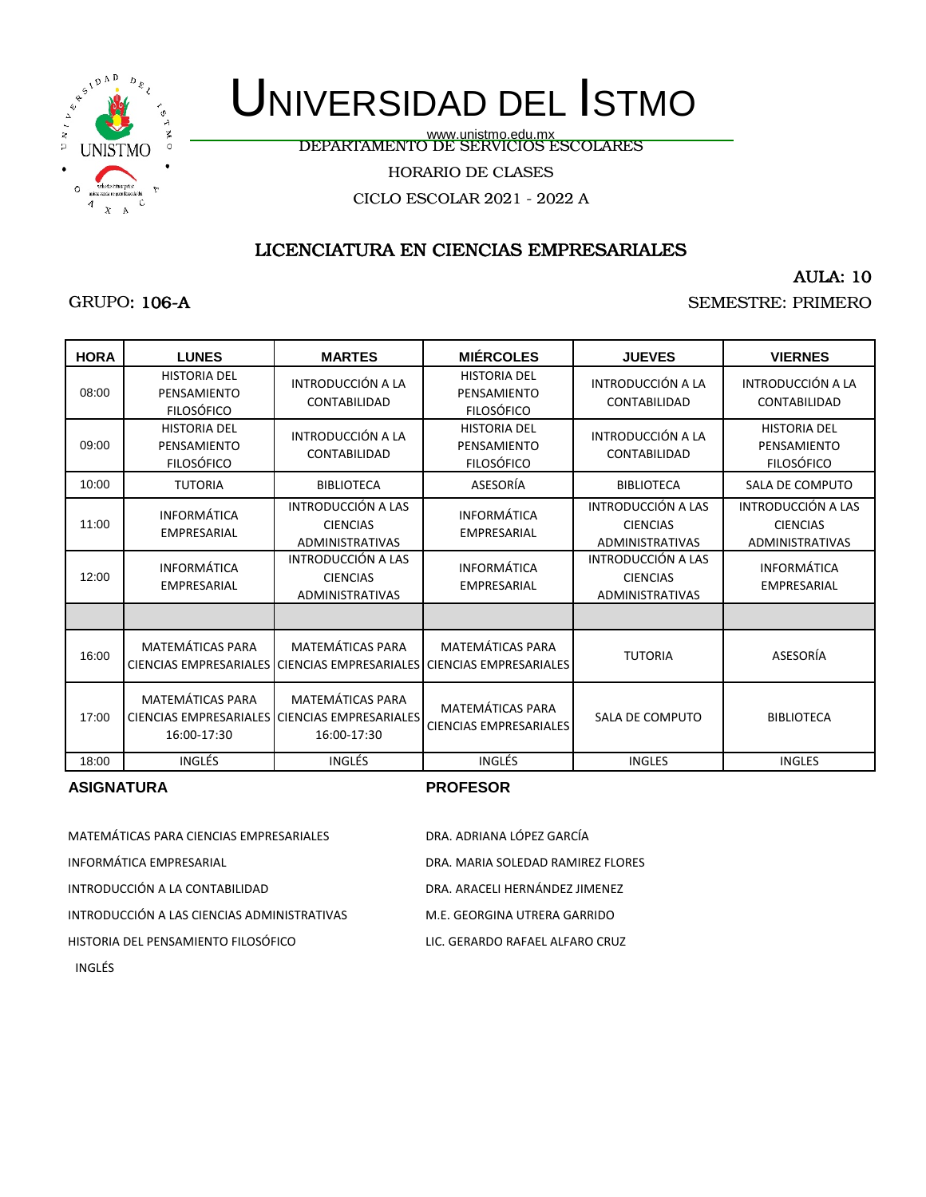# UNIVERSIDAD DEL ISTMO

www.unistmo.edu.mx

DEPARTAMENTO DE SERVICIOS ESCOLARES

HORARIO DE CLASES

CICLO ESCOLAR 2021 - 2022 A

## LICENCIATURA EN CIENCIAS EMPRESARIALES

AULA: 10

GRUPO: 106-A

SEMESTRE: PRIMERO

| HORA | LUNES | MARTES | MIÉRCOLES | JUEVES | VIERNES |
|---|---|---|---|---|---|
| 08:00 | HISTORIA DEL PENSAMIENTO FILOSÓFICO | INTRODUCCIÓN A LA CONTABILIDAD | HISTORIA DEL PENSAMIENTO FILOSÓFICO | INTRODUCCIÓN A LA CONTABILIDAD | INTRODUCCIÓN A LA CONTABILIDAD |
| 09:00 | HISTORIA DEL PENSAMIENTO FILOSÓFICO | INTRODUCCIÓN A LA CONTABILIDAD | HISTORIA DEL PENSAMIENTO FILOSÓFICO | INTRODUCCIÓN A LA CONTABILIDAD | HISTORIA DEL PENSAMIENTO FILOSÓFICO |
| 10:00 | TUTORIA | BIBLIOTECA | ASESORÍA | BIBLIOTECA | SALA DE COMPUTO |
| 11:00 | INFORMÁTICA EMPRESARIAL | INTRODUCCIÓN A LAS CIENCIAS ADMINISTRATIVAS | INFORMÁTICA EMPRESARIAL | INTRODUCCIÓN A LAS CIENCIAS ADMINISTRATIVAS | INTRODUCCIÓN A LAS CIENCIAS ADMINISTRATIVAS |
| 12:00 | INFORMÁTICA EMPRESARIAL | INTRODUCCIÓN A LAS CIENCIAS ADMINISTRATIVAS | INFORMÁTICA EMPRESARIAL | INTRODUCCIÓN A LAS CIENCIAS ADMINISTRATIVAS | INFORMÁTICA EMPRESARIAL |
| | | | | | |
| 16:00 | MATEMÁTICAS PARA CIENCIAS EMPRESARIALES | MATEMÁTICAS PARA CIENCIAS EMPRESARIALES | MATEMÁTICAS PARA CIENCIAS EMPRESARIALES | TUTORIA | ASESORÍA |
| 17:00 | MATEMÁTICAS PARA CIENCIAS EMPRESARIALES 16:00-17:30 | MATEMÁTICAS PARA CIENCIAS EMPRESARIALES 16:00-17:30 | MATEMÁTICAS PARA CIENCIAS EMPRESARIALES | SALA DE COMPUTO | BIBLIOTECA |
| 18:00 | INGLÉS | INGLÉS | INGLÉS | INGLES | INGLES |

| ASIGNATURA | PROFESOR |
|---|---|
| MATEMÁTICAS PARA CIENCIAS EMPRESARIALES | DRA. ADRIANA LÓPEZ GARCÍA |
| INFORMÁTICA EMPRESARIAL | DRA. MARIA SOLEDAD RAMIREZ FLORES |
| INTRODUCCIÓN A LA CONTABILIDAD | DRA. ARACELI HERNÁNDEZ JIMENEZ |
| INTRODUCCIÓN A LAS CIENCIAS ADMINISTRATIVAS | M.E. GEORGINA UTRERA GARRIDO |
| HISTORIA DEL PENSAMIENTO FILOSÓFICO | LIC. GERARDO RAFAEL ALFARO CRUZ |
| INGLÉS | |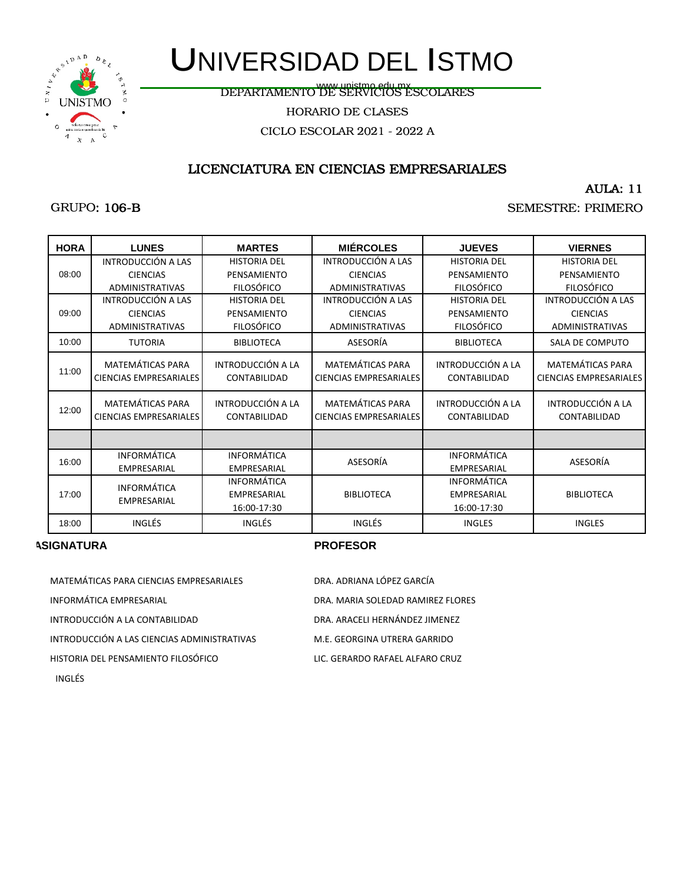# UNIVERSIDAD DEL ISTMO

www.unistmo.edu.mx

DEPARTAMENTO DE SERVICIOS ESCOLARES

HORARIO DE CLASES

CICLO ESCOLAR 2021 - 2022 A

## LICENCIATURA EN CIENCIAS EMPRESARIALES

AULA: 11

GRUPO: 106-B

SEMESTRE: PRIMERO

| HORA | LUNES | MARTES | MIÉRCOLES | JUEVES | VIERNES |
|---|---|---|---|---|---|
| 08:00 | INTRODUCCIÓN A LAS CIENCIAS ADMINISTRATIVAS | HISTORIA DEL PENSAMIENTO FILOSÓFICO | INTRODUCCIÓN A LAS CIENCIAS ADMINISTRATIVAS | HISTORIA DEL PENSAMIENTO FILOSÓFICO | HISTORIA DEL PENSAMIENTO FILOSÓFICO |
| 09:00 | INTRODUCCIÓN A LAS CIENCIAS ADMINISTRATIVAS | HISTORIA DEL PENSAMIENTO FILOSÓFICO | INTRODUCCIÓN A LAS CIENCIAS ADMINISTRATIVAS | HISTORIA DEL PENSAMIENTO FILOSÓFICO | INTRODUCCIÓN A LAS CIENCIAS ADMINISTRATIVAS |
| 10:00 | TUTORIA | BIBLIOTECA | ASESORÍA | BIBLIOTECA | SALA DE COMPUTO |
| 11:00 | MATEMÁTICAS PARA CIENCIAS EMPRESARIALES | INTRODUCCIÓN A LA CONTABILIDAD | MATEMÁTICAS PARA CIENCIAS EMPRESARIALES | INTRODUCCIÓN A LA CONTABILIDAD | MATEMÁTICAS PARA CIENCIAS EMPRESARIALES |
| 12:00 | MATEMÁTICAS PARA CIENCIAS EMPRESARIALES | INTRODUCCIÓN A LA CONTABILIDAD | MATEMÁTICAS PARA CIENCIAS EMPRESARIALES | INTRODUCCIÓN A LA CONTABILIDAD | INTRODUCCIÓN A LA CONTABILIDAD |
| | | | | | |
| 16:00 | INFORMÁTICA EMPRESARIAL | INFORMÁTICA EMPRESARIAL | ASESORÍA | INFORMÁTICA EMPRESARIAL | ASESORÍA |
| 17:00 | INFORMÁTICA EMPRESARIAL | INFORMÁTICA EMPRESARIAL 16:00-17:30 | BIBLIOTECA | INFORMÁTICA EMPRESARIAL 16:00-17:30 | BIBLIOTECA |
| 18:00 | INGLÉS | INGLÉS | INGLÉS | INGLES | INGLES |

| ASIGNATURA | PROFESOR |
|---|---|
| MATEMÁTICAS PARA CIENCIAS EMPRESARIALES | DRA. ADRIANA LÓPEZ GARCÍA |
| INFORMÁTICA EMPRESARIAL | DRA. MARIA SOLEDAD RAMIREZ FLORES |
| INTRODUCCIÓN A LA CONTABILIDAD | DRA. ARACELI HERNÁNDEZ JIMENEZ |
| INTRODUCCIÓN A LAS CIENCIAS ADMINISTRATIVAS | M.E. GEORGINA UTRERA GARRIDO |
| HISTORIA DEL PENSAMIENTO FILOSÓFICO | LIC. GERARDO RAFAEL ALFARO CRUZ |
| INGLÉS | |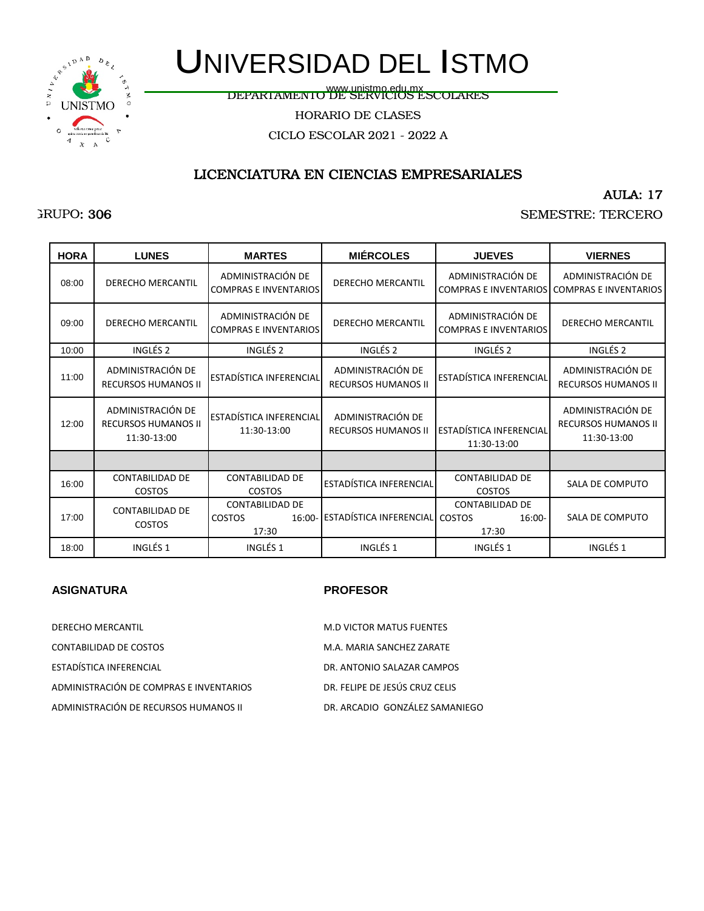# UNIVERSIDAD DEL ISTMO

www.unistmo.edu.mx

DEPARTAMENTO DE SERVICIOS ESCOLARES

HORARIO DE CLASES

CICLO ESCOLAR 2021 - 2022 A

## LICENCIATURA EN CIENCIAS EMPRESARIALES

AULA: 17

GRUPO: 306

SEMESTRE: TERCERO

| HORA | LUNES | MARTES | MIÉRCOLES | JUEVES | VIERNES |
|---|---|---|---|---|---|
| 08:00 | DERECHO MERCANTIL | ADMINISTRACIÓN DE COMPRAS E INVENTARIOS | DERECHO MERCANTIL | ADMINISTRACIÓN DE COMPRAS E INVENTARIOS | ADMINISTRACIÓN DE COMPRAS E INVENTARIOS |
| 09:00 | DERECHO MERCANTIL | ADMINISTRACIÓN DE COMPRAS E INVENTARIOS | DERECHO MERCANTIL | ADMINISTRACIÓN DE COMPRAS E INVENTARIOS | DERECHO MERCANTIL |
| 10:00 | INGLÉS 2 | INGLÉS 2 | INGLÉS 2 | INGLÉS 2 | INGLÉS 2 |
| 11:00 | ADMINISTRACIÓN DE RECURSOS HUMANOS II | ESTADÍSTICA INFERENCIAL | ADMINISTRACIÓN DE RECURSOS HUMANOS II | ESTADÍSTICA INFERENCIAL | ADMINISTRACIÓN DE RECURSOS HUMANOS II |
| 12:00 | ADMINISTRACIÓN DE RECURSOS HUMANOS II 11:30-13:00 | ESTADÍSTICA INFERENCIAL 11:30-13:00 | ADMINISTRACIÓN DE RECURSOS HUMANOS II | ESTADÍSTICA INFERENCIAL 11:30-13:00 | ADMINISTRACIÓN DE RECURSOS HUMANOS II 11:30-13:00 |
| | | | | | |
| 16:00 | CONTABILIDAD DE COSTOS | CONTABILIDAD DE COSTOS | ESTADÍSTICA INFERENCIAL | CONTABILIDAD DE COSTOS | SALA DE COMPUTO |
| 17:00 | CONTABILIDAD DE COSTOS | CONTABILIDAD DE COSTOS 16:00-17:30 | ESTADÍSTICA INFERENCIAL | CONTABILIDAD DE COSTOS 16:00-17:30 | SALA DE COMPUTO |
| 18:00 | INGLÉS 1 | INGLÉS 1 | INGLÉS 1 | INGLÉS 1 | INGLÉS 1 |

| ASIGNATURA | PROFESOR |
|---|---|
| DERECHO MERCANTIL | M.D VICTOR MATUS FUENTES |
| CONTABILIDAD DE COSTOS | M.A. MARIA SANCHEZ ZARATE |
| ESTADÍSTICA INFERENCIAL | DR. ANTONIO SALAZAR CAMPOS |
| ADMINISTRACIÓN DE COMPRAS E INVENTARIOS | DR. FELIPE DE JESÚS CRUZ CELIS |
| ADMINISTRACIÓN DE RECURSOS HUMANOS II | DR. ARCADIO GONZÁLEZ SAMANIEGO |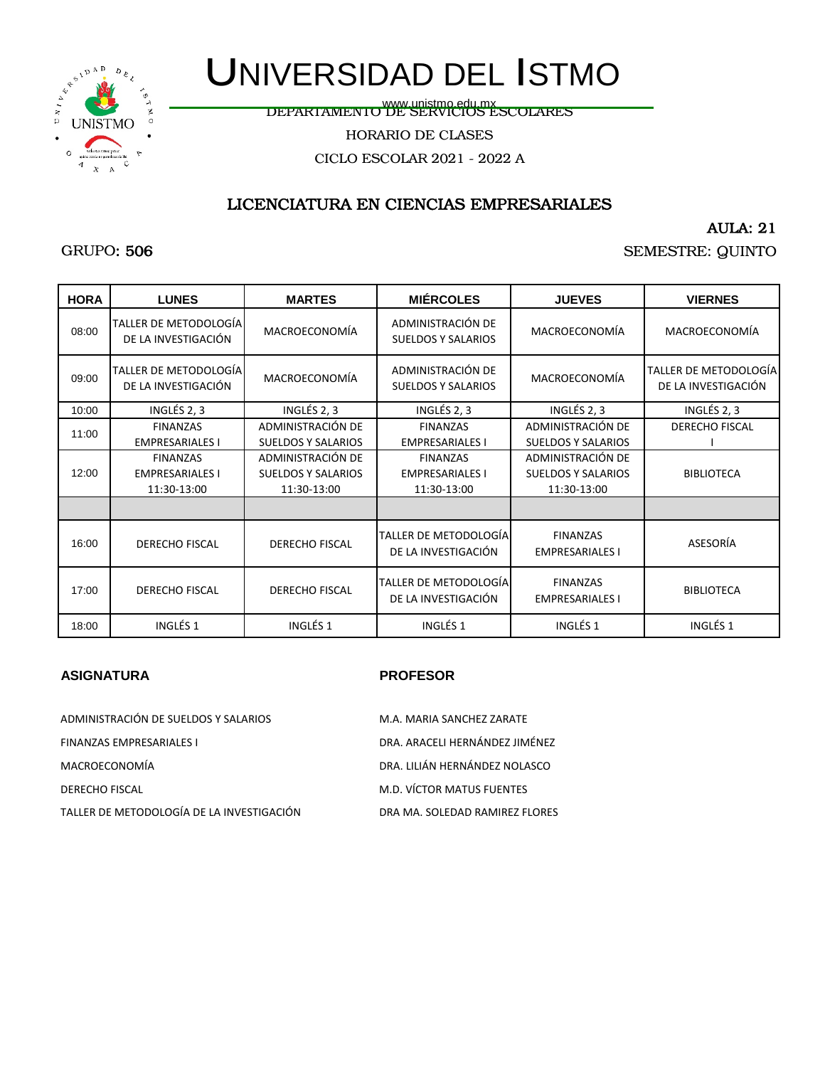# UNIVERSIDAD DEL ISTMO

www.unistmo.edu.mx

DEPARTAMENTO DE SERVICIOS ESCOLARES

HORARIO DE CLASES

CICLO ESCOLAR 2021 - 2022 A

## LICENCIATURA EN CIENCIAS EMPRESARIALES

AULA: 21

GRUPO: 506

SEMESTRE: QUINTO

| HORA | LUNES | MARTES | MIÉRCOLES | JUEVES | VIERNES |
|---|---|---|---|---|---|
| 08:00 | TALLER DE METODOLOGÍA DE LA INVESTIGACIÓN | MACROECONOMÍA | ADMINISTRACIÓN DE SUELDOS Y SALARIOS | MACROECONOMÍA | MACROECONOMÍA |
| 09:00 | TALLER DE METODOLOGÍA DE LA INVESTIGACIÓN | MACROECONOMÍA | ADMINISTRACIÓN DE SUELDOS Y SALARIOS | MACROECONOMÍA | TALLER DE METODOLOGÍA DE LA INVESTIGACIÓN |
| 10:00 | INGLÉS 2, 3 | INGLÉS 2, 3 | INGLÉS 2, 3 | INGLÉS 2, 3 | INGLÉS 2, 3 |
| 11:00 | FINANZAS EMPRESARIALES I | ADMINISTRACIÓN DE SUELDOS Y SALARIOS | FINANZAS EMPRESARIALES I | ADMINISTRACIÓN DE SUELDOS Y SALARIOS | DERECHO FISCAL I |
| 12:00 | FINANZAS EMPRESARIALES I 11:30-13:00 | ADMINISTRACIÓN DE SUELDOS Y SALARIOS 11:30-13:00 | FINANZAS EMPRESARIALES I 11:30-13:00 | ADMINISTRACIÓN DE SUELDOS Y SALARIOS 11:30-13:00 | BIBLIOTECA |
| | | | | | |
| 16:00 | DERECHO FISCAL | DERECHO FISCAL | TALLER DE METODOLOGÍA DE LA INVESTIGACIÓN | FINANZAS EMPRESARIALES I | ASESORÍA |
| 17:00 | DERECHO FISCAL | DERECHO FISCAL | TALLER DE METODOLOGÍA DE LA INVESTIGACIÓN | FINANZAS EMPRESARIALES I | BIBLIOTECA |
| 18:00 | INGLÉS 1 | INGLÉS 1 | INGLÉS 1 | INGLÉS 1 | INGLÉS 1 |

| ASIGNATURA | PROFESOR |
|---|---|
| ADMINISTRACIÓN DE SUELDOS Y SALARIOS | M.A. MARIA SANCHEZ ZARATE |
| FINANZAS EMPRESARIALES I | DRA. ARACELI HERNÁNDEZ JIMÉNEZ |
| MACROECONOMÍA | DRA. LILIÁN HERNÁNDEZ NOLASCO |
| DERECHO FISCAL | M.D. VÍCTOR MATUS FUENTES |
| TALLER DE METODOLOGÍA DE LA INVESTIGACIÓN | DRA MA. SOLEDAD RAMIREZ FLORES |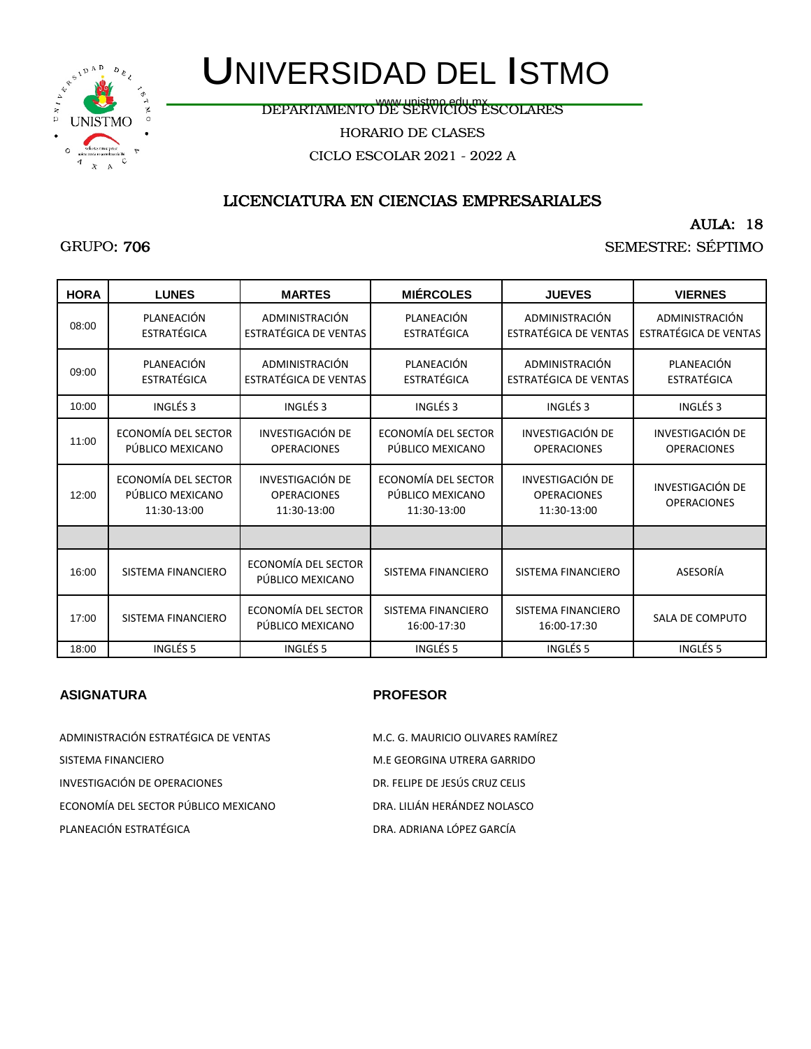# UNIVERSIDAD DEL ISTMO

www.unistmo.edu.mx

DEPARTAMENTO DE SERVICIOS ESCOLARES

HORARIO DE CLASES

CICLO ESCOLAR 2021 - 2022 A

## LICENCIATURA EN CIENCIAS EMPRESARIALES

AULA: 18

GRUPO: 706

SEMESTRE: SÉPTIMO

| HORA | LUNES | MARTES | MIÉRCOLES | JUEVES | VIERNES |
|---|---|---|---|---|---|
| 08:00 | PLANEACIÓN ESTRATÉGICA | ADMINISTRACIÓN ESTRATÉGICA DE VENTAS | PLANEACIÓN ESTRATÉGICA | ADMINISTRACIÓN ESTRATÉGICA DE VENTAS | ADMINISTRACIÓN ESTRATÉGICA DE VENTAS |
| 09:00 | PLANEACIÓN ESTRATÉGICA | ADMINISTRACIÓN ESTRATÉGICA DE VENTAS | PLANEACIÓN ESTRATÉGICA | ADMINISTRACIÓN ESTRATÉGICA DE VENTAS | PLANEACIÓN ESTRATÉGICA |
| 10:00 | INGLÉS 3 | INGLÉS 3 | INGLÉS 3 | INGLÉS 3 | INGLÉS 3 |
| 11:00 | ECONOMÍA DEL SECTOR PÚBLICO MEXICANO | INVESTIGACIÓN DE OPERACIONES | ECONOMÍA DEL SECTOR PÚBLICO MEXICANO | INVESTIGACIÓN DE OPERACIONES | INVESTIGACIÓN DE OPERACIONES |
| 12:00 | ECONOMÍA DEL SECTOR PÚBLICO MEXICANO 11:30-13:00 | INVESTIGACIÓN DE OPERACIONES 11:30-13:00 | ECONOMÍA DEL SECTOR PÚBLICO MEXICANO 11:30-13:00 | INVESTIGACIÓN DE OPERACIONES 11:30-13:00 | INVESTIGACIÓN DE OPERACIONES |
| | | | | | |
| 16:00 | SISTEMA FINANCIERO | ECONOMÍA DEL SECTOR PÚBLICO MEXICANO | SISTEMA FINANCIERO | SISTEMA FINANCIERO | ASESORÍA |
| 17:00 | SISTEMA FINANCIERO | ECONOMÍA DEL SECTOR PÚBLICO MEXICANO | SISTEMA FINANCIERO 16:00-17:30 | SISTEMA FINANCIERO 16:00-17:30 | SALA DE COMPUTO |
| 18:00 | INGLÉS 5 | INGLÉS 5 | INGLÉS 5 | INGLÉS 5 | INGLÉS 5 |

| ASIGNATURA | PROFESOR |
|---|---|
| ADMINISTRACIÓN ESTRATÉGICA DE VENTAS | M.C. G. MAURICIO OLIVARES RAMÍREZ |
| SISTEMA FINANCIERO | M.E GEORGINA UTRERA GARRIDO |
| INVESTIGACIÓN DE OPERACIONES | DR. FELIPE DE JESÚS CRUZ CELIS |
| ECONOMÍA DEL SECTOR PÚBLICO MEXICANO | DRA. LILIÁN HERÁNDEZ NOLASCO |
| PLANEACIÓN ESTRATÉGICA | DRA. ADRIANA LÓPEZ GARCÍA |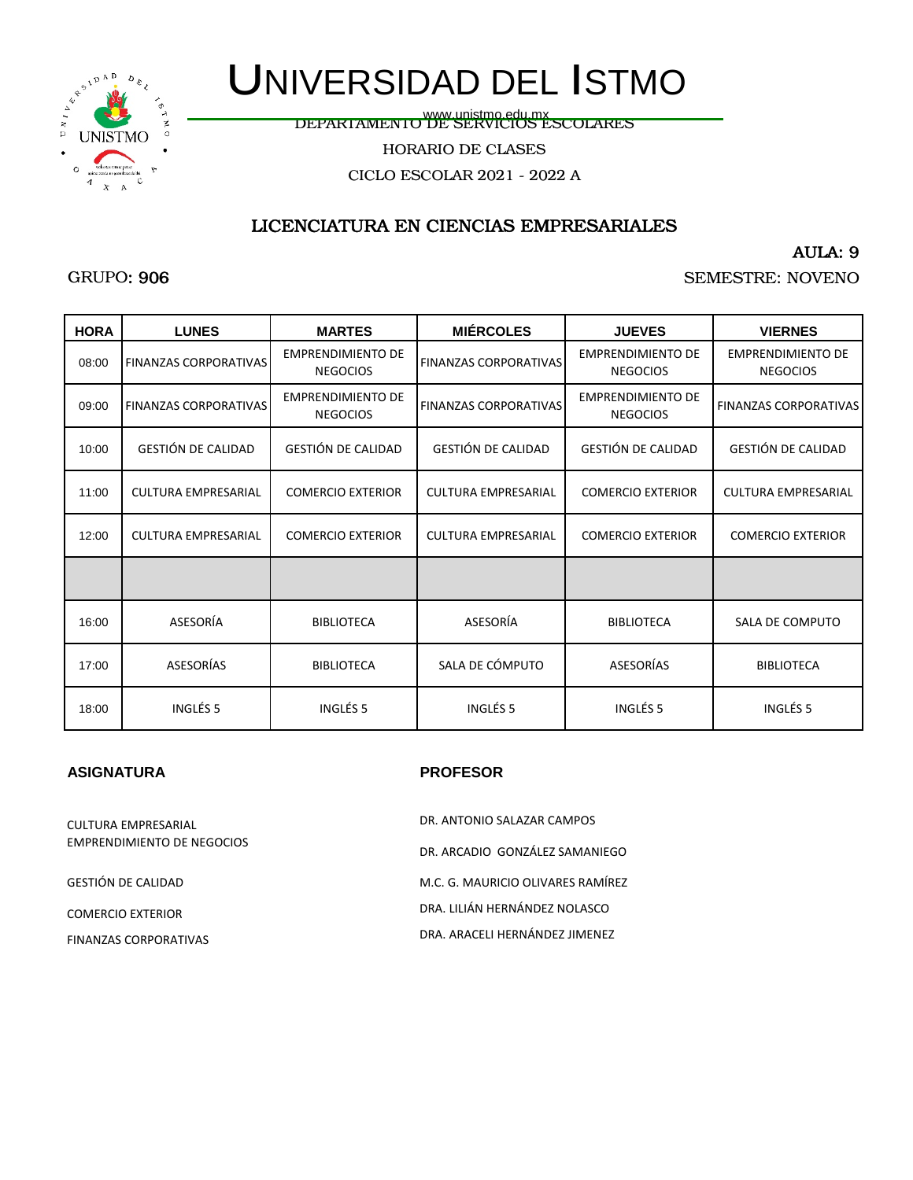# UNIVERSIDAD DEL ISTMO

www.unistmo.edu.mx

DEPARTAMENTO DE SERVICIOS ESCOLARES

HORARIO DE CLASES

CICLO ESCOLAR 2021 - 2022 A

## LICENCIATURA EN CIENCIAS EMPRESARIALES

AULA: 9

GRUPO: 906

SEMESTRE: NOVENO

| HORA | LUNES | MARTES | MIÉRCOLES | JUEVES | VIERNES |
|---|---|---|---|---|---|
| 08:00 | FINANZAS CORPORATIVAS | EMPRENDIMIENTO DE NEGOCIOS | FINANZAS CORPORATIVAS | EMPRENDIMIENTO DE NEGOCIOS | EMPRENDIMIENTO DE NEGOCIOS |
| 09:00 | FINANZAS CORPORATIVAS | EMPRENDIMIENTO DE NEGOCIOS | FINANZAS CORPORATIVAS | EMPRENDIMIENTO DE NEGOCIOS | FINANZAS CORPORATIVAS |
| 10:00 | GESTIÓN DE CALIDAD | GESTIÓN DE CALIDAD | GESTIÓN DE CALIDAD | GESTIÓN DE CALIDAD | GESTIÓN DE CALIDAD |
| 11:00 | CULTURA EMPRESARIAL | COMERCIO EXTERIOR | CULTURA EMPRESARIAL | COMERCIO EXTERIOR | CULTURA EMPRESARIAL |
| 12:00 | CULTURA EMPRESARIAL | COMERCIO EXTERIOR | CULTURA EMPRESARIAL | COMERCIO EXTERIOR | COMERCIO EXTERIOR |
| | | | | | |
| 16:00 | ASESORÍA | BIBLIOTECA | ASESORÍA | BIBLIOTECA | SALA DE COMPUTO |
| 17:00 | ASESORÍAS | BIBLIOTECA | SALA DE CÓMPUTO | ASESORÍAS | BIBLIOTECA |
| 18:00 | INGLÉS 5 | INGLÉS 5 | INGLÉS 5 | INGLÉS 5 | INGLÉS 5 |

| ASIGNATURA | PROFESOR |
|---|---|
| CULTURA EMPRESARIAL | DR. ANTONIO SALAZAR CAMPOS |
| EMPRENDIMIENTO DE NEGOCIOS | DR. ARCADIO GONZÁLEZ SAMANIEGO |
| GESTIÓN DE CALIDAD | M.C. G. MAURICIO OLIVARES RAMÍREZ |
| COMERCIO EXTERIOR | DRA. LILIÁN HERNÁNDEZ NOLASCO |
| FINANZAS CORPORATIVAS | DRA. ARACELI HERNÁNDEZ JIMENEZ |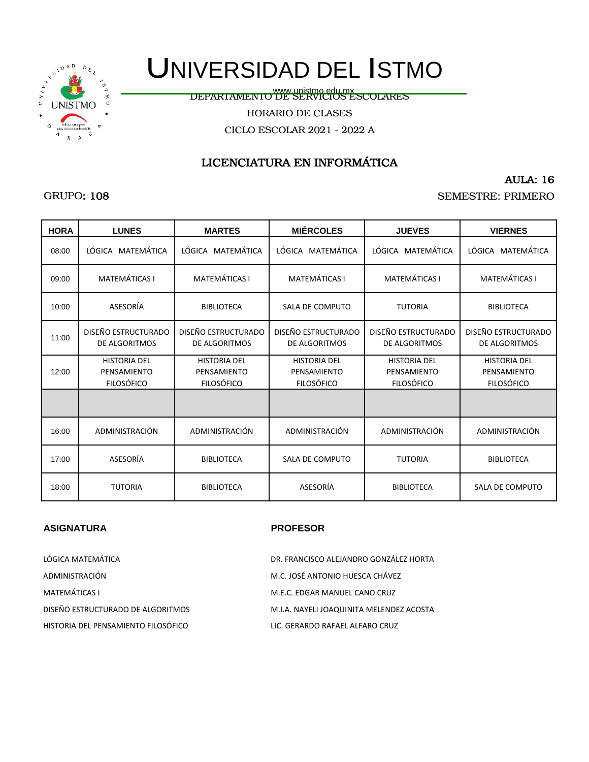# UNIVERSIDAD DEL ISTMO

www.unistmo.edu.mx

DEPARTAMENTO DE SERVICIOS ESCOLARES

HORARIO DE CLASES

CICLO ESCOLAR 2021 - 2022 A

## LICENCIATURA EN INFORMÁTICA

AULA: 16

GRUPO: 108

SEMESTRE: PRIMERO

| HORA | LUNES | MARTES | MIÉRCOLES | JUEVES | VIERNES |
|---|---|---|---|---|---|
| 08:00 | LÓGICA MATEMÁTICA | LÓGICA MATEMÁTICA | LÓGICA MATEMÁTICA | LÓGICA MATEMÁTICA | LÓGICA MATEMÁTICA |
| 09:00 | MATEMÁTICAS I | MATEMÁTICAS I | MATEMÁTICAS I | MATEMÁTICAS I | MATEMÁTICAS I |
| 10:00 | ASESORÍA | BIBLIOTECA | SALA DE COMPUTO | TUTORIA | BIBLIOTECA |
| 11:00 | DISEÑO ESTRUCTURADO DE ALGORITMOS | DISEÑO ESTRUCTURADO DE ALGORITMOS | DISEÑO ESTRUCTURADO DE ALGORITMOS | DISEÑO ESTRUCTURADO DE ALGORITMOS | DISEÑO ESTRUCTURADO DE ALGORITMOS |
| 12:00 | HISTORIA DEL PENSAMIENTO FILOSÓFICO | HISTORIA DEL PENSAMIENTO FILOSÓFICO | HISTORIA DEL PENSAMIENTO FILOSÓFICO | HISTORIA DEL PENSAMIENTO FILOSÓFICO | HISTORIA DEL PENSAMIENTO FILOSÓFICO |
| | | | | | |
| 16:00 | ADMINISTRACIÓN | ADMINISTRACIÓN | ADMINISTRACIÓN | ADMINISTRACIÓN | ADMINISTRACIÓN |
| 17:00 | ASESORÍA | BIBLIOTECA | SALA DE COMPUTO | TUTORIA | BIBLIOTECA |
| 18:00 | TUTORIA | BIBLIOTECA | ASESORÍA | BIBLIOTECA | SALA DE COMPUTO |

| ASIGNATURA | PROFESOR |
|---|---|
| LÓGICA MATEMÁTICA | DR. FRANCISCO ALEJANDRO GONZÁLEZ HORTA |
| ADMINISTRACIÓN | M.C. JOSÉ ANTONIO HUESCA CHÁVEZ |
| MATEMÁTICAS I | M.E.C. EDGAR MANUEL CANO CRUZ |
| DISEÑO ESTRUCTURADO DE ALGORITMOS | M.I.A. NAYELI JOAQUINITA MELENDEZ ACOSTA |
| HISTORIA DEL PENSAMIENTO FILOSÓFICO | LIC. GERARDO RAFAEL ALFARO CRUZ |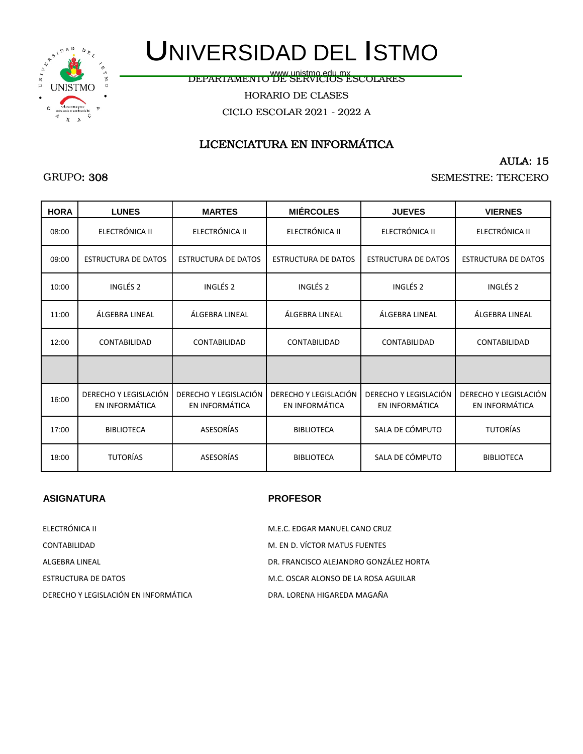# UNIVERSIDAD DEL ISTMO

www.unistmo.edu.mx

DEPARTAMENTO DE SERVICIOS ESCOLARES

HORARIO DE CLASES

CICLO ESCOLAR 2021 - 2022 A

## LICENCIATURA EN INFORMÁTICA

AULA: 15

GRUPO: 308

SEMESTRE: TERCERO

| HORA | LUNES | MARTES | MIÉRCOLES | JUEVES | VIERNES |
|---|---|---|---|---|---|
| 08:00 | ELECTRÓNICA II | ELECTRÓNICA II | ELECTRÓNICA II | ELECTRÓNICA II | ELECTRÓNICA II |
| 09:00 | ESTRUCTURA DE DATOS | ESTRUCTURA DE DATOS | ESTRUCTURA DE DATOS | ESTRUCTURA DE DATOS | ESTRUCTURA DE DATOS |
| 10:00 | INGLÉS 2 | INGLÉS 2 | INGLÉS 2 | INGLÉS 2 | INGLÉS 2 |
| 11:00 | ÁLGEBRA LINEAL | ÁLGEBRA LINEAL | ÁLGEBRA LINEAL | ÁLGEBRA LINEAL | ÁLGEBRA LINEAL |
| 12:00 | CONTABILIDAD | CONTABILIDAD | CONTABILIDAD | CONTABILIDAD | CONTABILIDAD |
| | | | | | |
| 16:00 | DERECHO Y LEGISLACIÓN EN INFORMÁTICA | DERECHO Y LEGISLACIÓN EN INFORMÁTICA | DERECHO Y LEGISLACIÓN EN INFORMÁTICA | DERECHO Y LEGISLACIÓN EN INFORMÁTICA | DERECHO Y LEGISLACIÓN EN INFORMÁTICA |
| 17:00 | BIBLIOTECA | ASESORÍAS | BIBLIOTECA | SALA DE CÓMPUTO | TUTORÍAS |
| 18:00 | TUTORÍAS | ASESORÍAS | BIBLIOTECA | SALA DE CÓMPUTO | BIBLIOTECA |

| ASIGNATURA | PROFESOR |
|---|---|
| ELECTRÓNICA II | M.E.C. EDGAR MANUEL CANO CRUZ |
| CONTABILIDAD | M. EN D. VÍCTOR MATUS FUENTES |
| ALGEBRA LINEAL | DR. FRANCISCO ALEJANDRO GONZÁLEZ HORTA |
| ESTRUCTURA DE DATOS | M.C. OSCAR ALONSO DE LA ROSA AGUILAR |
| DERECHO Y LEGISLACIÓN EN INFORMÁTICA | DRA. LORENA HIGAREDA MAGAÑA |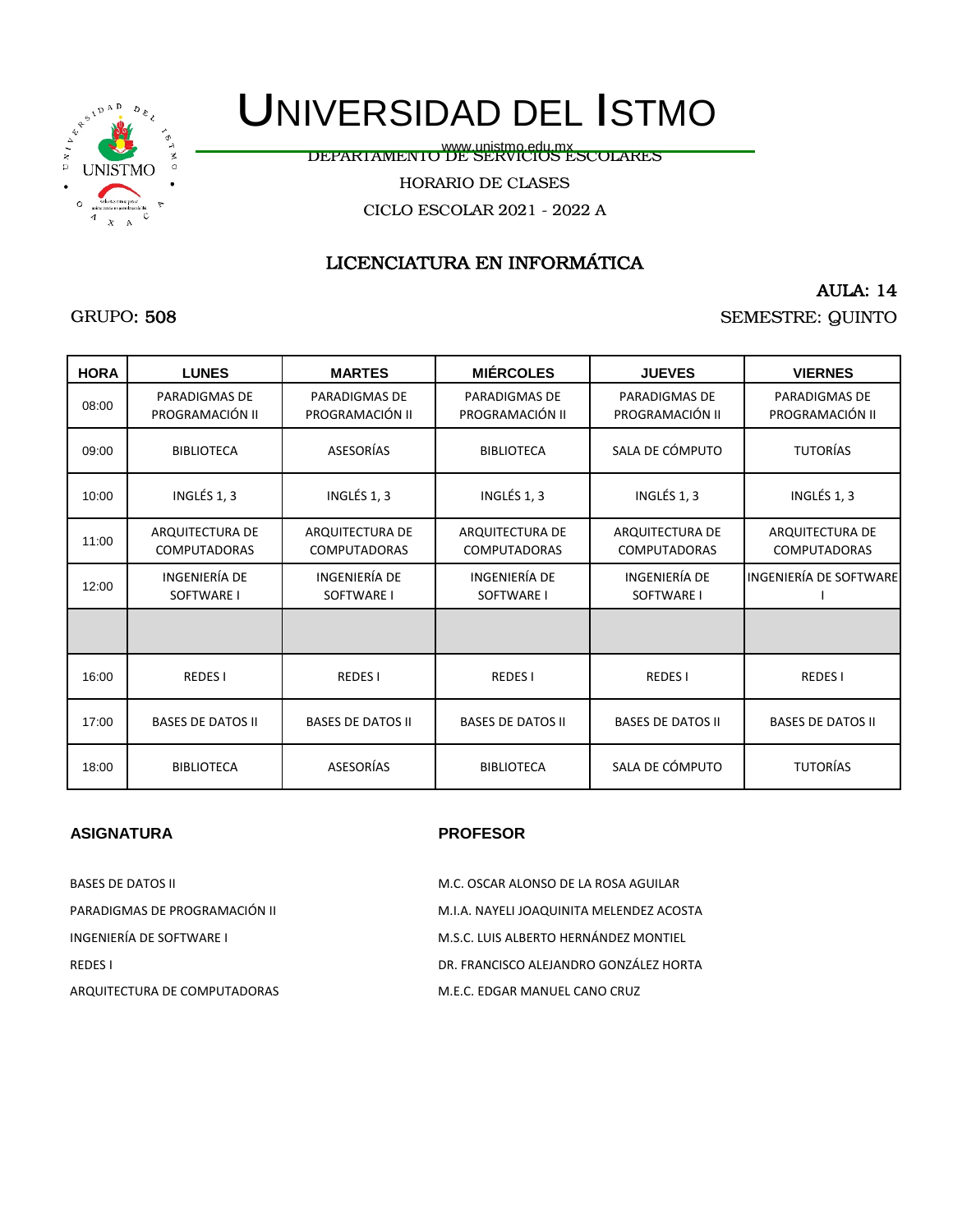# UNIVERSIDAD DEL ISTMO

www.unistmo.edu.mx

DEPARTAMENTO DE SERVICIOS ESCOLARES

HORARIO DE CLASES

CICLO ESCOLAR 2021 - 2022 A

## LICENCIATURA EN INFORMÁTICA

AULA: 14

GRUPO: 508

SEMESTRE: QUINTO

| HORA | LUNES | MARTES | MIÉRCOLES | JUEVES | VIERNES |
|---|---|---|---|---|---|
| 08:00 | PARADIGMAS DE PROGRAMACIÓN II | PARADIGMAS DE PROGRAMACIÓN II | PARADIGMAS DE PROGRAMACIÓN II | PARADIGMAS DE PROGRAMACIÓN II | PARADIGMAS DE PROGRAMACIÓN II |
| 09:00 | BIBLIOTECA | ASESORÍAS | BIBLIOTECA | SALA DE CÓMPUTO | TUTORÍAS |
| 10:00 | INGLÉS 1, 3 | INGLÉS 1, 3 | INGLÉS 1, 3 | INGLÉS 1, 3 | INGLÉS 1, 3 |
| 11:00 | ARQUITECTURA DE COMPUTADORAS | ARQUITECTURA DE COMPUTADORAS | ARQUITECTURA DE COMPUTADORAS | ARQUITECTURA DE COMPUTADORAS | ARQUITECTURA DE COMPUTADORAS |
| 12:00 | INGENIERÍA DE SOFTWARE I | INGENIERÍA DE SOFTWARE I | INGENIERÍA DE SOFTWARE I | INGENIERÍA DE SOFTWARE I | INGENIERÍA DE SOFTWARE I |
| | | | | | |
| 16:00 | REDES I | REDES I | REDES I | REDES I | REDES I |
| 17:00 | BASES DE DATOS II | BASES DE DATOS II | BASES DE DATOS II | BASES DE DATOS II | BASES DE DATOS II |
| 18:00 | BIBLIOTECA | ASESORÍAS | BIBLIOTECA | SALA DE CÓMPUTO | TUTORÍAS |

| ASIGNATURA | PROFESOR |
|---|---|
| BASES DE DATOS II | M.C. OSCAR ALONSO DE LA ROSA AGUILAR |
| PARADIGMAS DE PROGRAMACIÓN II | M.I.A. NAYELI JOAQUINITA MELENDEZ ACOSTA |
| INGENIERÍA DE SOFTWARE I | M.S.C. LUIS ALBERTO HERNÁNDEZ MONTIEL |
| REDES I | DR. FRANCISCO ALEJANDRO GONZÁLEZ HORTA |
| ARQUITECTURA DE COMPUTADORAS | M.E.C. EDGAR MANUEL CANO CRUZ |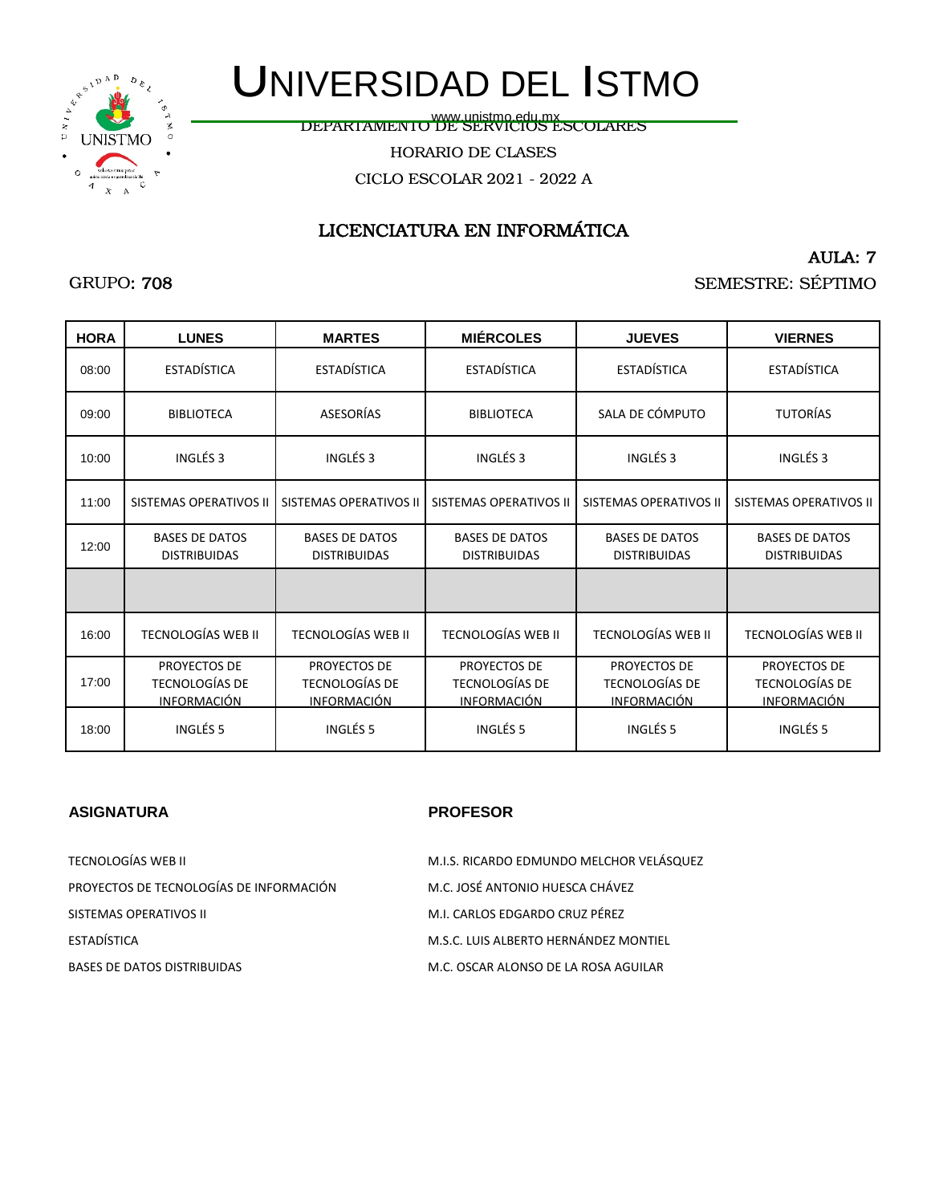# UNIVERSIDAD DEL ISTMO

www.unistmo.edu.mx

DEPARTAMENTO DE SERVICIOS ESCOLARES

HORARIO DE CLASES

CICLO ESCOLAR 2021 - 2022 A

## LICENCIATURA EN INFORMÁTICA

AULA: 7

GRUPO: 708

SEMESTRE: SÉPTIMO

| HORA | LUNES | MARTES | MIÉRCOLES | JUEVES | VIERNES |
|---|---|---|---|---|---|
| 08:00 | ESTADÍSTICA | ESTADÍSTICA | ESTADÍSTICA | ESTADÍSTICA | ESTADÍSTICA |
| 09:00 | BIBLIOTECA | ASESORÍAS | BIBLIOTECA | SALA DE CÓMPUTO | TUTORÍAS |
| 10:00 | INGLÉS 3 | INGLÉS 3 | INGLÉS 3 | INGLÉS 3 | INGLÉS 3 |
| 11:00 | SISTEMAS OPERATIVOS II | SISTEMAS OPERATIVOS II | SISTEMAS OPERATIVOS II | SISTEMAS OPERATIVOS II | SISTEMAS OPERATIVOS II |
| 12:00 | BASES DE DATOS DISTRIBUIDAS | BASES DE DATOS DISTRIBUIDAS | BASES DE DATOS DISTRIBUIDAS | BASES DE DATOS DISTRIBUIDAS | BASES DE DATOS DISTRIBUIDAS |
| | | | | | |
| 16:00 | TECNOLOGÍAS WEB II | TECNOLOGÍAS WEB II | TECNOLOGÍAS WEB II | TECNOLOGÍAS WEB II | TECNOLOGÍAS WEB II |
| 17:00 | PROYECTOS DE TECNOLOGÍAS DE INFORMACIÓN | PROYECTOS DE TECNOLOGÍAS DE INFORMACIÓN | PROYECTOS DE TECNOLOGÍAS DE INFORMACIÓN | PROYECTOS DE TECNOLOGÍAS DE INFORMACIÓN | PROYECTOS DE TECNOLOGÍAS DE INFORMACIÓN |
| 18:00 | INGLÉS 5 | INGLÉS 5 | INGLÉS 5 | INGLÉS 5 | INGLÉS 5 |

| ASIGNATURA | PROFESOR |
|---|---|
| TECNOLOGÍAS WEB II | M.I.S. RICARDO EDMUNDO MELCHOR VELÁSQUEZ |
| PROYECTOS DE TECNOLOGÍAS DE INFORMACIÓN | M.C. JOSÉ ANTONIO HUESCA CHÁVEZ |
| SISTEMAS OPERATIVOS II | M.I. CARLOS EDGARDO CRUZ PÉREZ |
| ESTADÍSTICA | M.S.C. LUIS ALBERTO HERNÁNDEZ MONTIEL |
| BASES DE DATOS DISTRIBUIDAS | M.C. OSCAR ALONSO DE LA ROSA AGUILAR |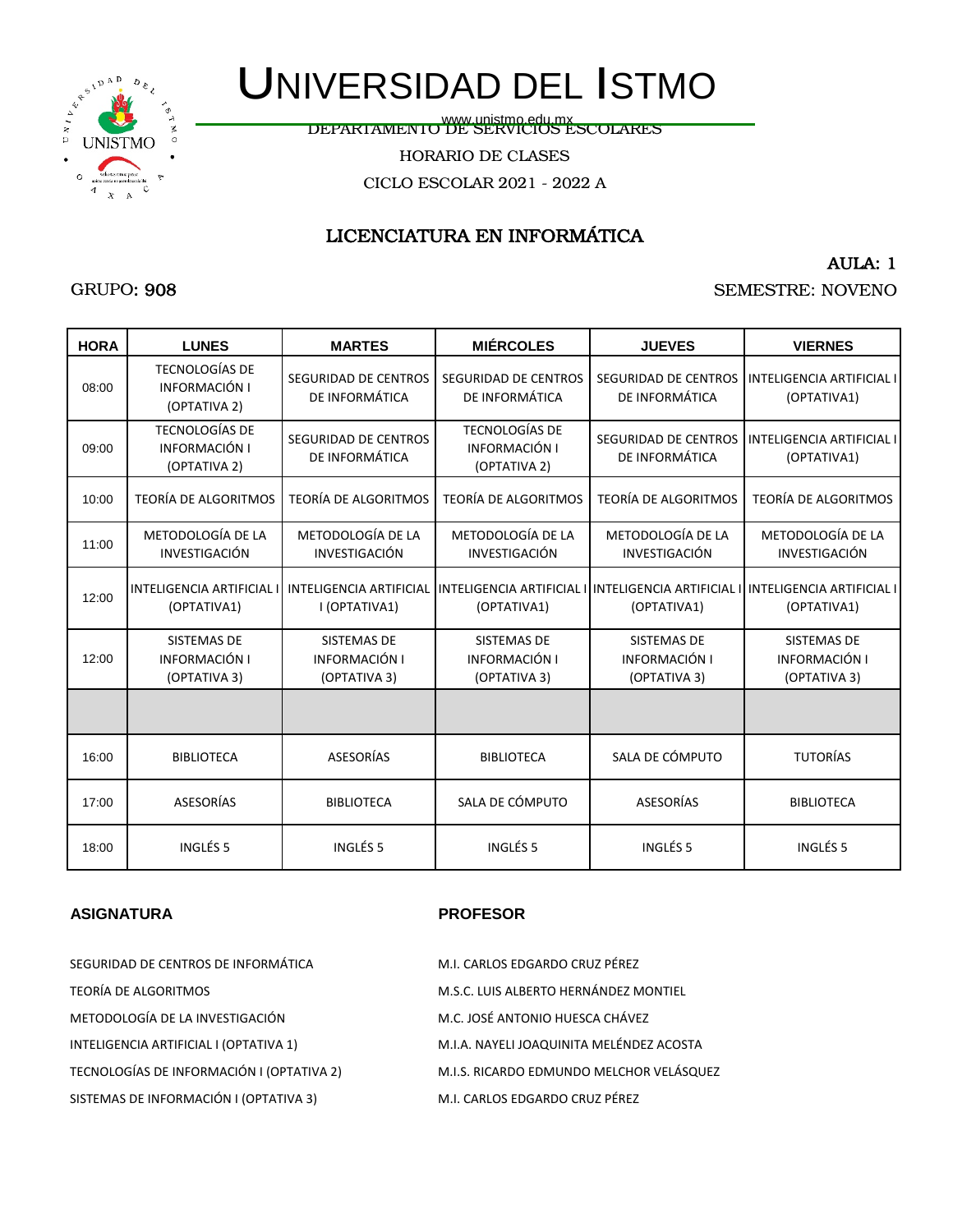# UNIVERSIDAD DEL ISTMO

www.unistmo.edu.mx

DEPARTAMENTO DE SERVICIOS ESCOLARES

HORARIO DE CLASES

CICLO ESCOLAR 2021 - 2022 A

## LICENCIATURA EN INFORMÁTICA

AULA: 1

GRUPO: 908

SEMESTRE: NOVENO

| HORA | LUNES | MARTES | MIÉRCOLES | JUEVES | VIERNES |
|---|---|---|---|---|---|
| 08:00 | TECNOLOGÍAS DE INFORMACIÓN I (OPTATIVA 2) | SEGURIDAD DE CENTROS DE INFORMÁTICA | SEGURIDAD DE CENTROS DE INFORMÁTICA | SEGURIDAD DE CENTROS DE INFORMÁTICA | INTELIGENCIA ARTIFICIAL I (OPTATIVA1) |
| 09:00 | TECNOLOGÍAS DE INFORMACIÓN I (OPTATIVA 2) | SEGURIDAD DE CENTROS DE INFORMÁTICA | TECNOLOGÍAS DE INFORMACIÓN I (OPTATIVA 2) | SEGURIDAD DE CENTROS DE INFORMÁTICA | INTELIGENCIA ARTIFICIAL I (OPTATIVA1) |
| 10:00 | TEORÍA DE ALGORITMOS | TEORÍA DE ALGORITMOS | TEORÍA DE ALGORITMOS | TEORÍA DE ALGORITMOS | TEORÍA DE ALGORITMOS |
| 11:00 | METODOLOGÍA DE LA INVESTIGACIÓN | METODOLOGÍA DE LA INVESTIGACIÓN | METODOLOGÍA DE LA INVESTIGACIÓN | METODOLOGÍA DE LA INVESTIGACIÓN | METODOLOGÍA DE LA INVESTIGACIÓN |
| 12:00 | INTELIGENCIA ARTIFICIAL I (OPTATIVA1) | INTELIGENCIA ARTIFICIAL I (OPTATIVA1) | INTELIGENCIA ARTIFICIAL I (OPTATIVA1) | INTELIGENCIA ARTIFICIAL I (OPTATIVA1) | INTELIGENCIA ARTIFICIAL I (OPTATIVA1) |
| 12:00 | SISTEMAS DE INFORMACIÓN I (OPTATIVA 3) | SISTEMAS DE INFORMACIÓN I (OPTATIVA 3) | SISTEMAS DE INFORMACIÓN I (OPTATIVA 3) | SISTEMAS DE INFORMACIÓN I (OPTATIVA 3) | SISTEMAS DE INFORMACIÓN I (OPTATIVA 3) |
| | | | | | |
| 16:00 | BIBLIOTECA | ASESORÍAS | BIBLIOTECA | SALA DE CÓMPUTO | TUTORÍAS |
| 17:00 | ASESORÍAS | BIBLIOTECA | SALA DE CÓMPUTO | ASESORÍAS | BIBLIOTECA |
| 18:00 | INGLÉS 5 | INGLÉS 5 | INGLÉS 5 | INGLÉS 5 | INGLÉS 5 |

| ASIGNATURA | PROFESOR |
|---|---|
| SEGURIDAD DE CENTROS DE INFORMÁTICA | M.I. CARLOS EDGARDO CRUZ PÉREZ |
| TEORÍA DE ALGORITMOS | M.S.C. LUIS ALBERTO HERNÁNDEZ MONTIEL |
| METODOLOGÍA DE LA INVESTIGACIÓN | M.C. JOSÉ ANTONIO HUESCA CHÁVEZ |
| INTELIGENCIA ARTIFICIAL I (OPTATIVA 1) | M.I.A. NAYELI JOAQUINITA MELÉNDEZ ACOSTA |
| TECNOLOGÍAS DE INFORMACIÓN I (OPTATIVA 2) | M.I.S. RICARDO EDMUNDO MELCHOR VELÁSQUEZ |
| SISTEMAS DE INFORMACIÓN I (OPTATIVA 3) | M.I. CARLOS EDGARDO CRUZ PÉREZ |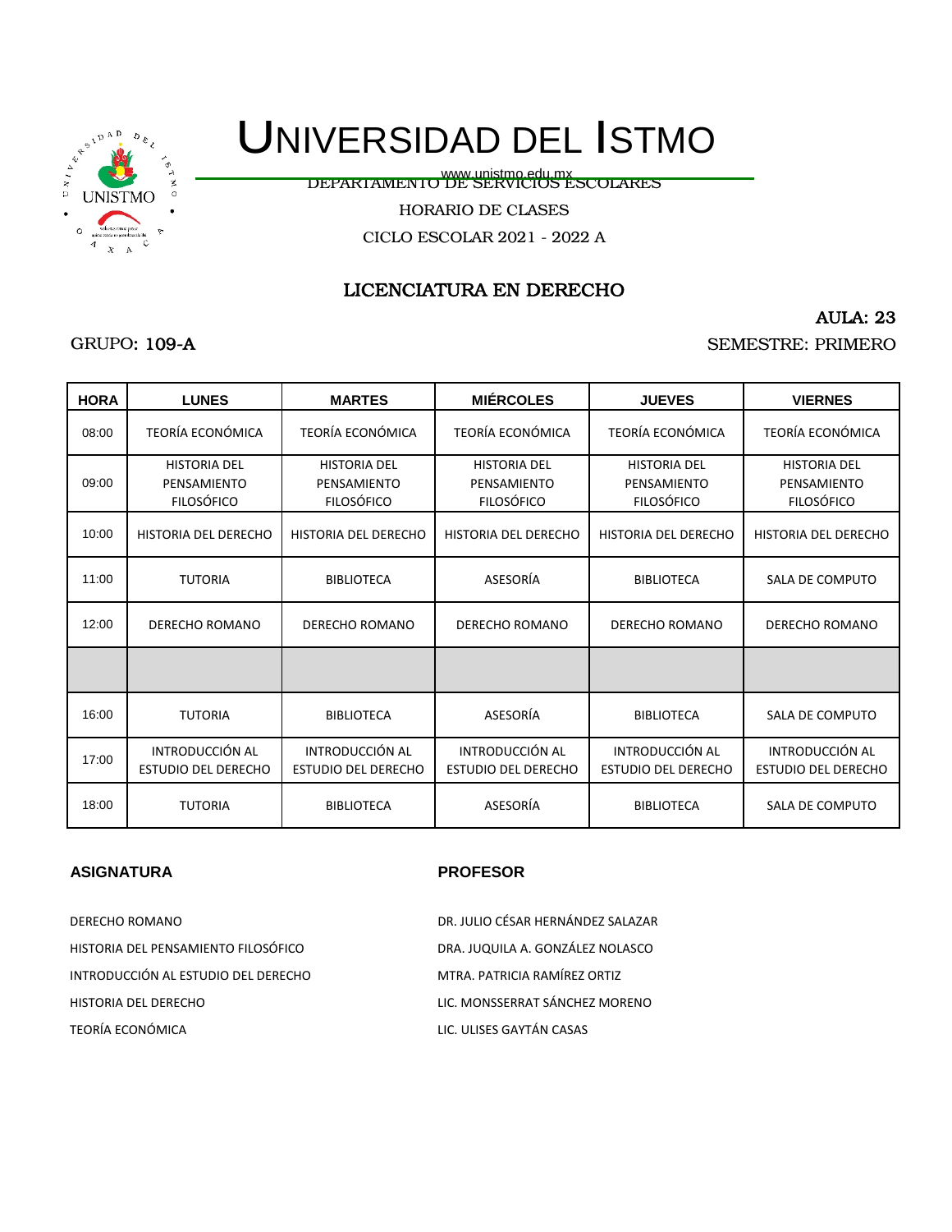# UNIVERSIDAD DEL ISTMO

www.unistmo.edu.mx

DEPARTAMENTO DE SERVICIOS ESCOLARES

HORARIO DE CLASES

CICLO ESCOLAR 2021 - 2022 A

## LICENCIATURA EN DERECHO

AULA: 23

GRUPO: 109-A

SEMESTRE: PRIMERO

| HORA | LUNES | MARTES | MIÉRCOLES | JUEVES | VIERNES |
|---|---|---|---|---|---|
| 08:00 | TEORÍA ECONÓMICA | TEORÍA ECONÓMICA | TEORÍA ECONÓMICA | TEORÍA ECONÓMICA | TEORÍA ECONÓMICA |
| 09:00 | HISTORIA DEL PENSAMIENTO FILOSÓFICO | HISTORIA DEL PENSAMIENTO FILOSÓFICO | HISTORIA DEL PENSAMIENTO FILOSÓFICO | HISTORIA DEL PENSAMIENTO FILOSÓFICO | HISTORIA DEL PENSAMIENTO FILOSÓFICO |
| 10:00 | HISTORIA DEL DERECHO | HISTORIA DEL DERECHO | HISTORIA DEL DERECHO | HISTORIA DEL DERECHO | HISTORIA DEL DERECHO |
| 11:00 | TUTORIA | BIBLIOTECA | ASESORÍA | BIBLIOTECA | SALA DE COMPUTO |
| 12:00 | DERECHO ROMANO | DERECHO ROMANO | DERECHO ROMANO | DERECHO ROMANO | DERECHO ROMANO |
| | | | | | |
| 16:00 | TUTORIA | BIBLIOTECA | ASESORÍA | BIBLIOTECA | SALA DE COMPUTO |
| 17:00 | INTRODUCCIÓN AL ESTUDIO DEL DERECHO | INTRODUCCIÓN AL ESTUDIO DEL DERECHO | INTRODUCCIÓN AL ESTUDIO DEL DERECHO | INTRODUCCIÓN AL ESTUDIO DEL DERECHO | INTRODUCCIÓN AL ESTUDIO DEL DERECHO |
| 18:00 | TUTORIA | BIBLIOTECA | ASESORÍA | BIBLIOTECA | SALA DE COMPUTO |

| ASIGNATURA | PROFESOR |
|---|---|
| DERECHO ROMANO | DR. JULIO CÉSAR HERNÁNDEZ SALAZAR |
| HISTORIA DEL PENSAMIENTO FILOSÓFICO | DRA. JUQUILA A. GONZÁLEZ NOLASCO |
| INTRODUCCIÓN AL ESTUDIO DEL DERECHO | MTRA. PATRICIA RAMÍREZ ORTIZ |
| HISTORIA DEL DERECHO | LIC. MONSSERRAT SÁNCHEZ MORENO |
| TEORÍA ECONÓMICA | LIC. ULISES GAYTÁN CASAS |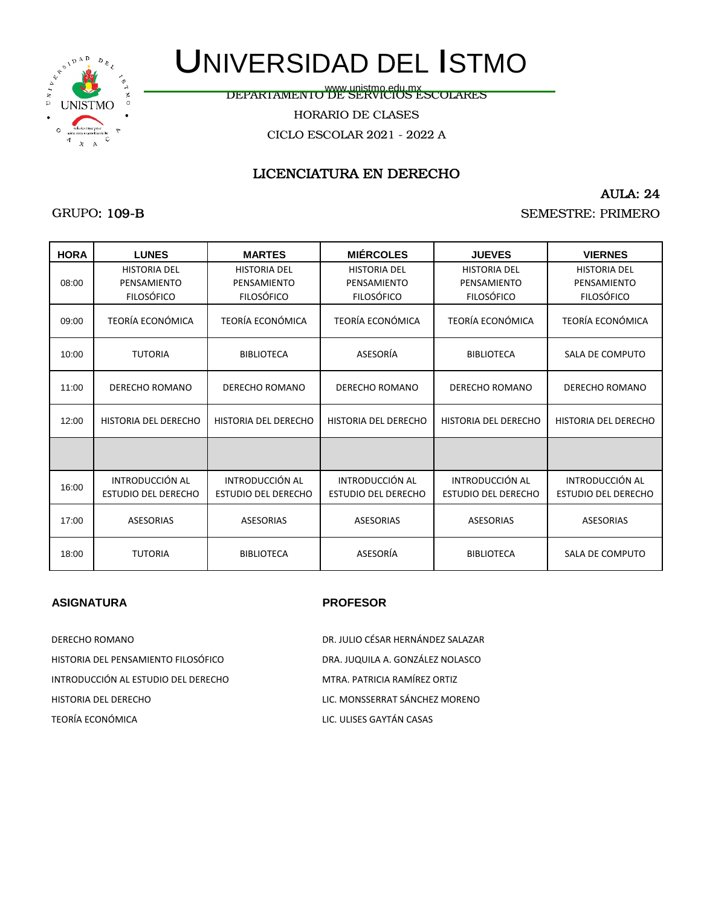# UNIVERSIDAD DEL ISTMO

www.unistmo.edu.mx

DEPARTAMENTO DE SERVICIOS ESCOLARES

HORARIO DE CLASES

CICLO ESCOLAR 2021 - 2022 A

## LICENCIATURA EN DERECHO

AULA: 24

GRUPO: 109-B

SEMESTRE: PRIMERO

| HORA | LUNES | MARTES | MIÉRCOLES | JUEVES | VIERNES |
|---|---|---|---|---|---|
| 08:00 | HISTORIA DEL PENSAMIENTO FILOSÓFICO | HISTORIA DEL PENSAMIENTO FILOSÓFICO | HISTORIA DEL PENSAMIENTO FILOSÓFICO | HISTORIA DEL PENSAMIENTO FILOSÓFICO | HISTORIA DEL PENSAMIENTO FILOSÓFICO |
| 09:00 | TEORÍA ECONÓMICA | TEORÍA ECONÓMICA | TEORÍA ECONÓMICA | TEORÍA ECONÓMICA | TEORÍA ECONÓMICA |
| 10:00 | TUTORIA | BIBLIOTECA | ASESORÍA | BIBLIOTECA | SALA DE COMPUTO |
| 11:00 | DERECHO ROMANO | DERECHO ROMANO | DERECHO ROMANO | DERECHO ROMANO | DERECHO ROMANO |
| 12:00 | HISTORIA DEL DERECHO | HISTORIA DEL DERECHO | HISTORIA DEL DERECHO | HISTORIA DEL DERECHO | HISTORIA DEL DERECHO |
| | | | | | |
| 16:00 | INTRODUCCIÓN AL ESTUDIO DEL DERECHO | INTRODUCCIÓN AL ESTUDIO DEL DERECHO | INTRODUCCIÓN AL ESTUDIO DEL DERECHO | INTRODUCCIÓN AL ESTUDIO DEL DERECHO | INTRODUCCIÓN AL ESTUDIO DEL DERECHO |
| 17:00 | ASESORIAS | ASESORIAS | ASESORIAS | ASESORIAS | ASESORIAS |
| 18:00 | TUTORIA | BIBLIOTECA | ASESORÍA | BIBLIOTECA | SALA DE COMPUTO |

| ASIGNATURA | PROFESOR |
|---|---|
| DERECHO ROMANO | DR. JULIO CÉSAR HERNÁNDEZ SALAZAR |
| HISTORIA DEL PENSAMIENTO FILOSÓFICO | DRA. JUQUILA A. GONZÁLEZ NOLASCO |
| INTRODUCCIÓN AL ESTUDIO DEL DERECHO | MTRA. PATRICIA RAMÍREZ ORTIZ |
| HISTORIA DEL DERECHO | LIC. MONSSERRAT SÁNCHEZ MORENO |
| TEORÍA ECONÓMICA | LIC. ULISES GAYTÁN CASAS |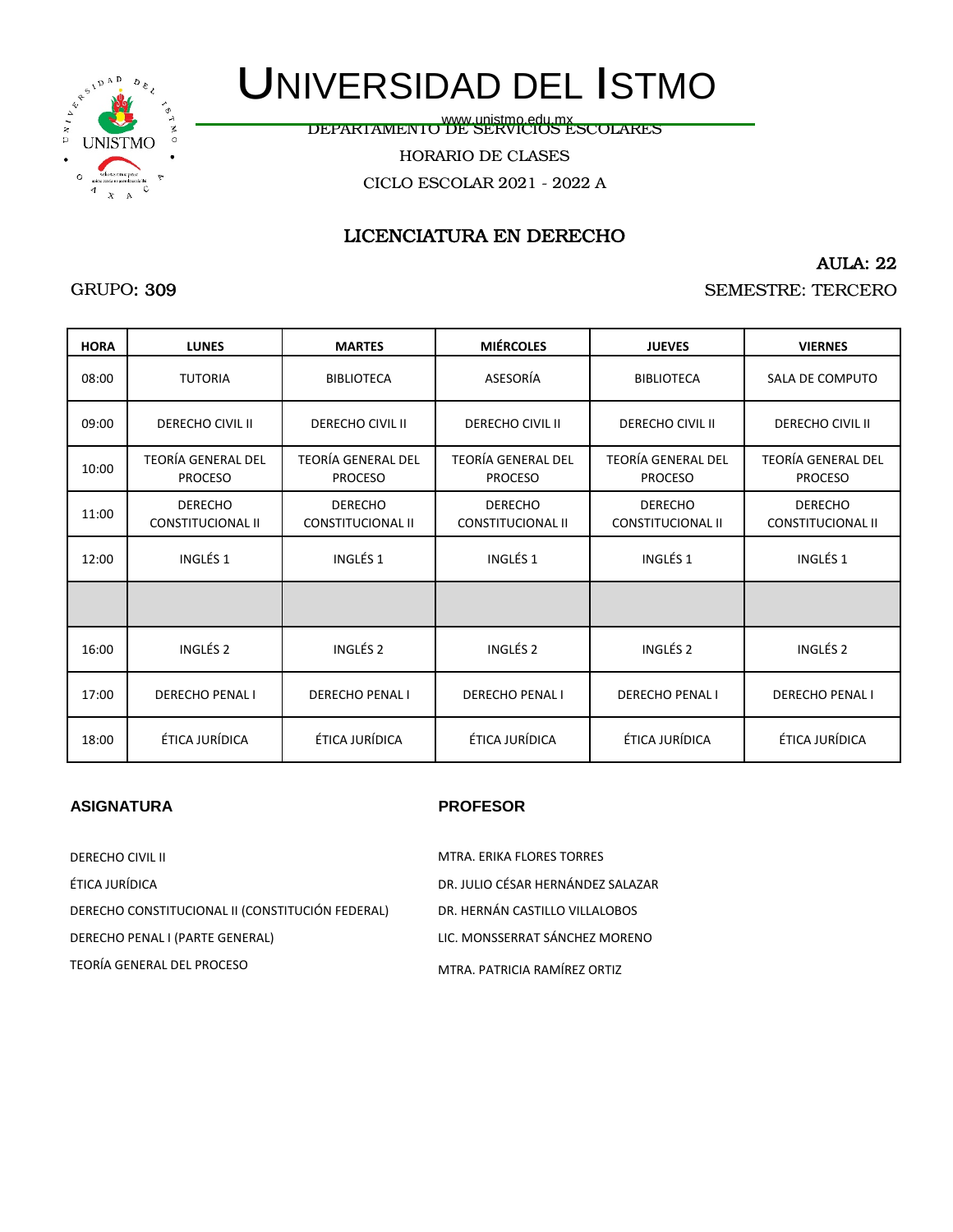# UNIVERSIDAD DEL ISTMO

www.unistmo.edu.mx

DEPARTAMENTO DE SERVICIOS ESCOLARES

HORARIO DE CLASES

CICLO ESCOLAR 2021 - 2022 A

## LICENCIATURA EN DERECHO

AULA: 22

GRUPO: 309

SEMESTRE: TERCERO

| HORA | LUNES | MARTES | MIÉRCOLES | JUEVES | VIERNES |
|---|---|---|---|---|---|
| 08:00 | TUTORIA | BIBLIOTECA | ASESORÍA | BIBLIOTECA | SALA DE COMPUTO |
| 09:00 | DERECHO CIVIL II | DERECHO CIVIL II | DERECHO CIVIL II | DERECHO CIVIL II | DERECHO CIVIL II |
| 10:00 | TEORÍA GENERAL DEL PROCESO | TEORÍA GENERAL DEL PROCESO | TEORÍA GENERAL DEL PROCESO | TEORÍA GENERAL DEL PROCESO | TEORÍA GENERAL DEL PROCESO |
| 11:00 | DERECHO CONSTITUCIONAL II | DERECHO CONSTITUCIONAL II | DERECHO CONSTITUCIONAL II | DERECHO CONSTITUCIONAL II | DERECHO CONSTITUCIONAL II |
| 12:00 | INGLÉS 1 | INGLÉS 1 | INGLÉS 1 | INGLÉS 1 | INGLÉS 1 |
| | | | | | |
| 16:00 | INGLÉS 2 | INGLÉS 2 | INGLÉS 2 | INGLÉS 2 | INGLÉS 2 |
| 17:00 | DERECHO PENAL I | DERECHO PENAL I | DERECHO PENAL I | DERECHO PENAL I | DERECHO PENAL I |
| 18:00 | ÉTICA JURÍDICA | ÉTICA JURÍDICA | ÉTICA JURÍDICA | ÉTICA JURÍDICA | ÉTICA JURÍDICA |

| ASIGNATURA | PROFESOR |
|---|---|
| DERECHO CIVIL II | MTRA. ERIKA FLORES TORRES |
| ÉTICA JURÍDICA | DR. JULIO CÉSAR HERNÁNDEZ SALAZAR |
| DERECHO CONSTITUCIONAL II (CONSTITUCIÓN FEDERAL) | DR. HERNÁN CASTILLO VILLALOBOS |
| DERECHO PENAL I (PARTE GENERAL) | LIC. MONSSERRAT SÁNCHEZ MORENO |
| TEORÍA GENERAL DEL PROCESO | MTRA. PATRICIA RAMÍREZ ORTIZ |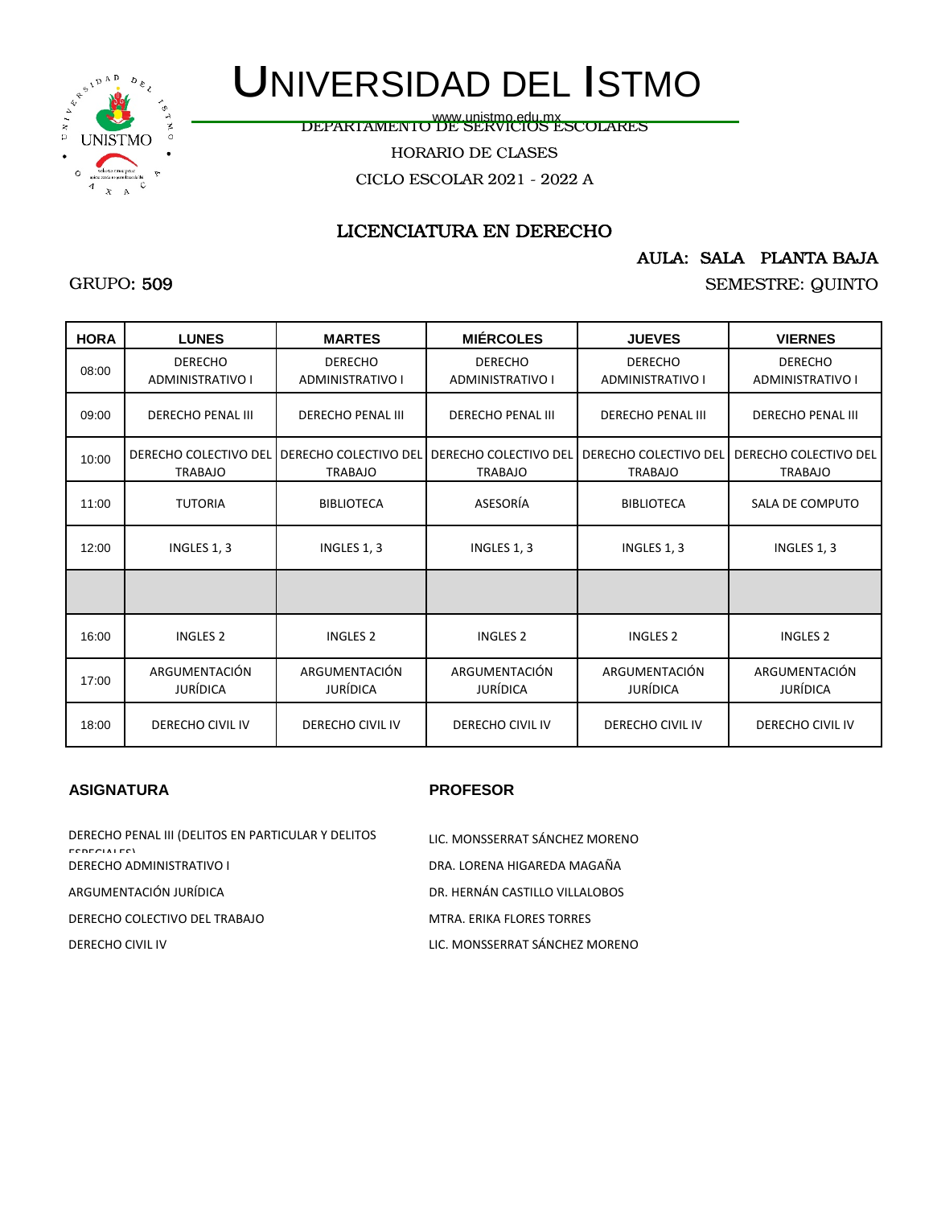# UNIVERSIDAD DEL ISTMO

www.unistmo.edu.mx

DEPARTAMENTO DE SERVICIOS ESCOLARES

HORARIO DE CLASES

CICLO ESCOLAR 2021 - 2022 A

## LICENCIATURA EN DERECHO

AULA: SALA PLANTA BAJA

GRUPO: 509

SEMESTRE: QUINTO

| HORA | LUNES | MARTES | MIÉRCOLES | JUEVES | VIERNES |
|---|---|---|---|---|---|
| 08:00 | DERECHO ADMINISTRATIVO I | DERECHO ADMINISTRATIVO I | DERECHO ADMINISTRATIVO I | DERECHO ADMINISTRATIVO I | DERECHO ADMINISTRATIVO I |
| 09:00 | DERECHO PENAL III | DERECHO PENAL III | DERECHO PENAL III | DERECHO PENAL III | DERECHO PENAL III |
| 10:00 | DERECHO COLECTIVO DEL TRABAJO | DERECHO COLECTIVO DEL TRABAJO | DERECHO COLECTIVO DEL TRABAJO | DERECHO COLECTIVO DEL TRABAJO | DERECHO COLECTIVO DEL TRABAJO |
| 11:00 | TUTORIA | BIBLIOTECA | ASESORÍA | BIBLIOTECA | SALA DE COMPUTO |
| 12:00 | INGLES 1, 3 | INGLES 1, 3 | INGLES 1, 3 | INGLES 1, 3 | INGLES 1, 3 |
| | | | | | |
| 16:00 | INGLES 2 | INGLES 2 | INGLES 2 | INGLES 2 | INGLES 2 |
| 17:00 | ARGUMENTACIÓN JURÍDICA | ARGUMENTACIÓN JURÍDICA | ARGUMENTACIÓN JURÍDICA | ARGUMENTACIÓN JURÍDICA | ARGUMENTACIÓN JURÍDICA |
| 18:00 | DERECHO CIVIL IV | DERECHO CIVIL IV | DERECHO CIVIL IV | DERECHO CIVIL IV | DERECHO CIVIL IV |

| ASIGNATURA | PROFESOR |
|---|---|
| DERECHO PENAL III (DELITOS EN PARTICULAR Y DELITOS ESPECIALES) | LIC. MONSSERRAT SÁNCHEZ MORENO |
| DERECHO ADMINISTRATIVO I | DRA. LORENA HIGAREDA MAGAÑA |
| ARGUMENTACIÓN JURÍDICA | DR. HERNÁN CASTILLO VILLALOBOS |
| DERECHO COLECTIVO DEL TRABAJO | MTRA. ERIKA FLORES TORRES |
| DERECHO CIVIL IV | LIC. MONSSERRAT SÁNCHEZ MORENO |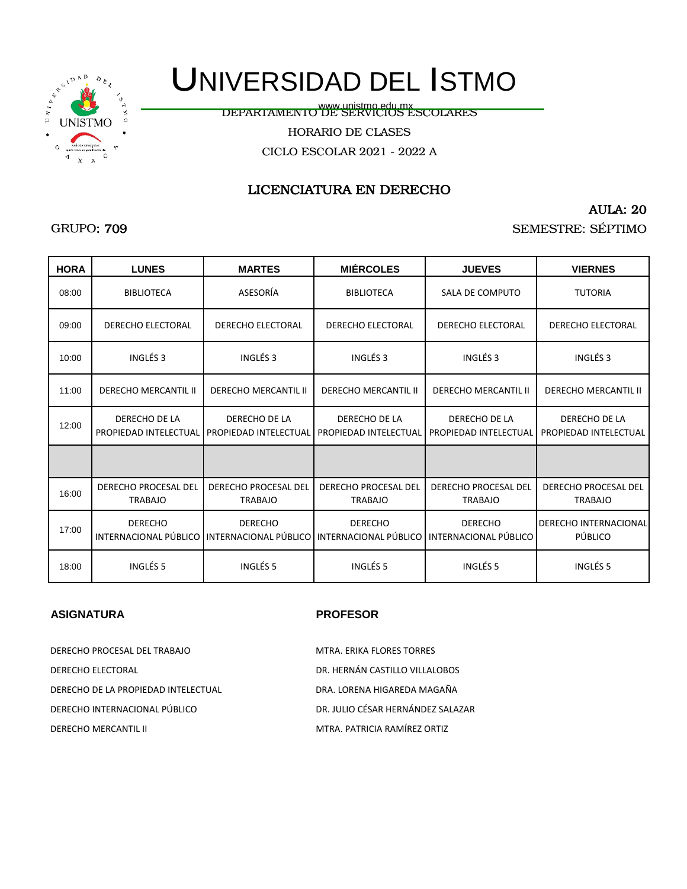# UNIVERSIDAD DEL ISTMO

www.unistmo.edu.mx

DEPARTAMENTO DE SERVICIOS ESCOLARES

HORARIO DE CLASES

CICLO ESCOLAR 2021 - 2022 A

## LICENCIATURA EN DERECHO

AULA: 20

GRUPO: 709

SEMESTRE: SÉPTIMO

| HORA | LUNES | MARTES | MIÉRCOLES | JUEVES | VIERNES |
|---|---|---|---|---|---|
| 08:00 | BIBLIOTECA | ASESORÍA | BIBLIOTECA | SALA DE COMPUTO | TUTORIA |
| 09:00 | DERECHO ELECTORAL | DERECHO ELECTORAL | DERECHO ELECTORAL | DERECHO ELECTORAL | DERECHO ELECTORAL |
| 10:00 | INGLÉS 3 | INGLÉS 3 | INGLÉS 3 | INGLÉS 3 | INGLÉS 3 |
| 11:00 | DERECHO MERCANTIL II | DERECHO MERCANTIL II | DERECHO MERCANTIL II | DERECHO MERCANTIL II | DERECHO MERCANTIL II |
| 12:00 | DERECHO DE LA PROPIEDAD INTELECTUAL | DERECHO DE LA PROPIEDAD INTELECTUAL | DERECHO DE LA PROPIEDAD INTELECTUAL | DERECHO DE LA PROPIEDAD INTELECTUAL | DERECHO DE LA PROPIEDAD INTELECTUAL |
| | | | | | |
| 16:00 | DERECHO PROCESAL DEL TRABAJO | DERECHO PROCESAL DEL TRABAJO | DERECHO PROCESAL DEL TRABAJO | DERECHO PROCESAL DEL TRABAJO | DERECHO PROCESAL DEL TRABAJO |
| 17:00 | DERECHO INTERNACIONAL PÚBLICO | DERECHO INTERNACIONAL PÚBLICO | DERECHO INTERNACIONAL PÚBLICO | DERECHO INTERNACIONAL PÚBLICO | DERECHO INTERNACIONAL PÚBLICO |
| 18:00 | INGLÉS 5 | INGLÉS 5 | INGLÉS 5 | INGLÉS 5 | INGLÉS 5 |

| ASIGNATURA | PROFESOR |
|---|---|
| DERECHO PROCESAL DEL TRABAJO | MTRA. ERIKA FLORES TORRES |
| DERECHO ELECTORAL | DR. HERNÁN CASTILLO VILLALOBOS |
| DERECHO DE LA PROPIEDAD INTELECTUAL | DRA. LORENA HIGAREDA MAGAÑA |
| DERECHO INTERNACIONAL PÚBLICO | DR. JULIO CÉSAR HERNÁNDEZ SALAZAR |
| DERECHO MERCANTIL II | MTRA. PATRICIA RAMÍREZ ORTIZ |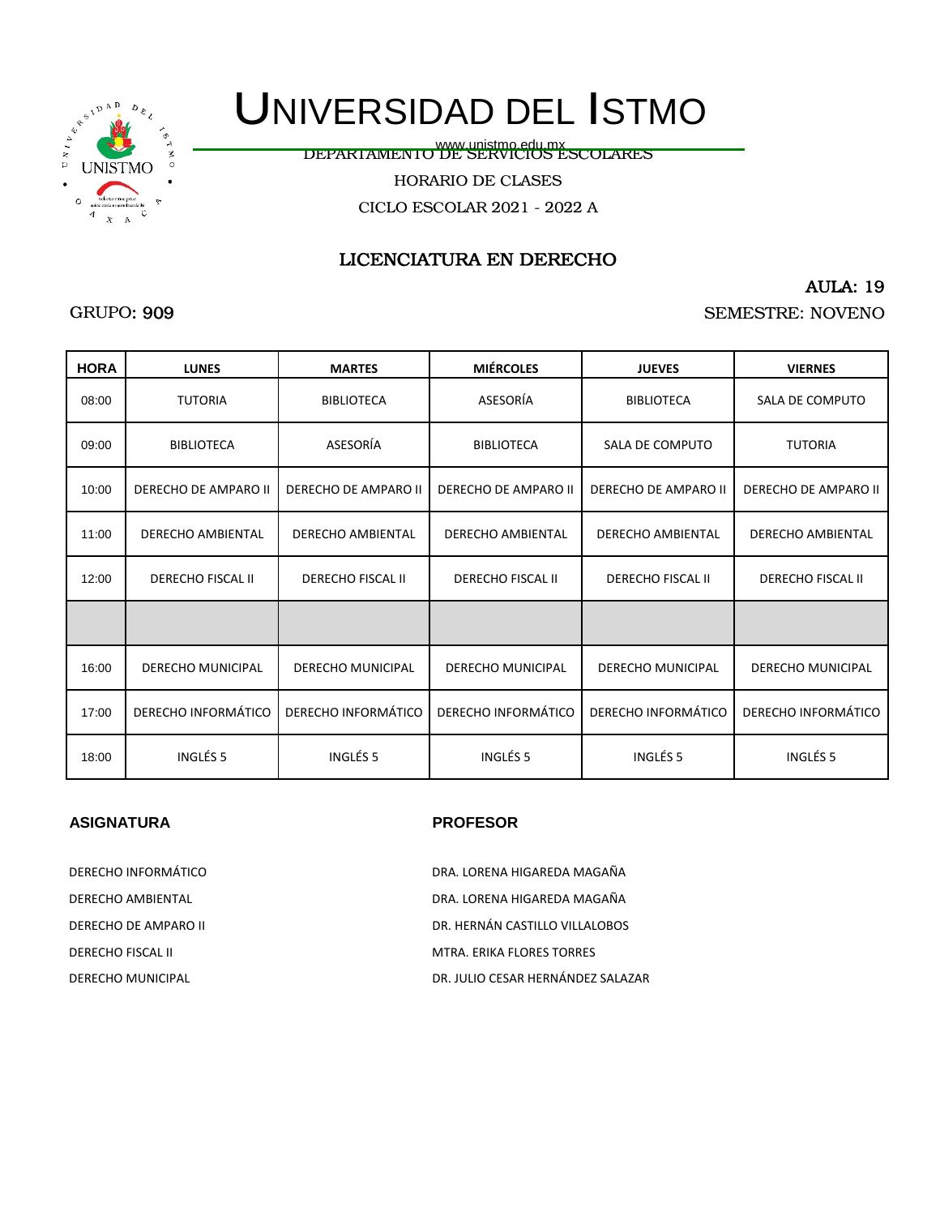# UNIVERSIDAD DEL ISTMO

www.unistmo.edu.mx

DEPARTAMENTO DE SERVICIOS ESCOLARES

HORARIO DE CLASES

CICLO ESCOLAR 2021 - 2022 A

## LICENCIATURA EN DERECHO

AULA: 19

GRUPO: 909

SEMESTRE: NOVENO

| HORA | LUNES | MARTES | MIÉRCOLES | JUEVES | VIERNES |
|---|---|---|---|---|---|
| 08:00 | TUTORIA | BIBLIOTECA | ASESORÍA | BIBLIOTECA | SALA DE COMPUTO |
| 09:00 | BIBLIOTECA | ASESORÍA | BIBLIOTECA | SALA DE COMPUTO | TUTORIA |
| 10:00 | DERECHO DE AMPARO II | DERECHO DE AMPARO II | DERECHO DE AMPARO II | DERECHO DE AMPARO II | DERECHO DE AMPARO II |
| 11:00 | DERECHO AMBIENTAL | DERECHO AMBIENTAL | DERECHO AMBIENTAL | DERECHO AMBIENTAL | DERECHO AMBIENTAL |
| 12:00 | DERECHO FISCAL II | DERECHO FISCAL II | DERECHO FISCAL II | DERECHO FISCAL II | DERECHO FISCAL II |
| | | | | | |
| 16:00 | DERECHO MUNICIPAL | DERECHO MUNICIPAL | DERECHO MUNICIPAL | DERECHO MUNICIPAL | DERECHO MUNICIPAL |
| 17:00 | DERECHO INFORMÁTICO | DERECHO INFORMÁTICO | DERECHO INFORMÁTICO | DERECHO INFORMÁTICO | DERECHO INFORMÁTICO |
| 18:00 | INGLÉS 5 | INGLÉS 5 | INGLÉS 5 | INGLÉS 5 | INGLÉS 5 |

| ASIGNATURA | PROFESOR |
|---|---|
| DERECHO INFORMÁTICO | DRA. LORENA HIGAREDA MAGAÑA |
| DERECHO AMBIENTAL | DRA. LORENA HIGAREDA MAGAÑA |
| DERECHO DE AMPARO II | DR. HERNÁN CASTILLO VILLALOBOS |
| DERECHO FISCAL II | MTRA. ERIKA FLORES TORRES |
| DERECHO MUNICIPAL | DR. JULIO CESAR HERNÁNDEZ SALAZAR |